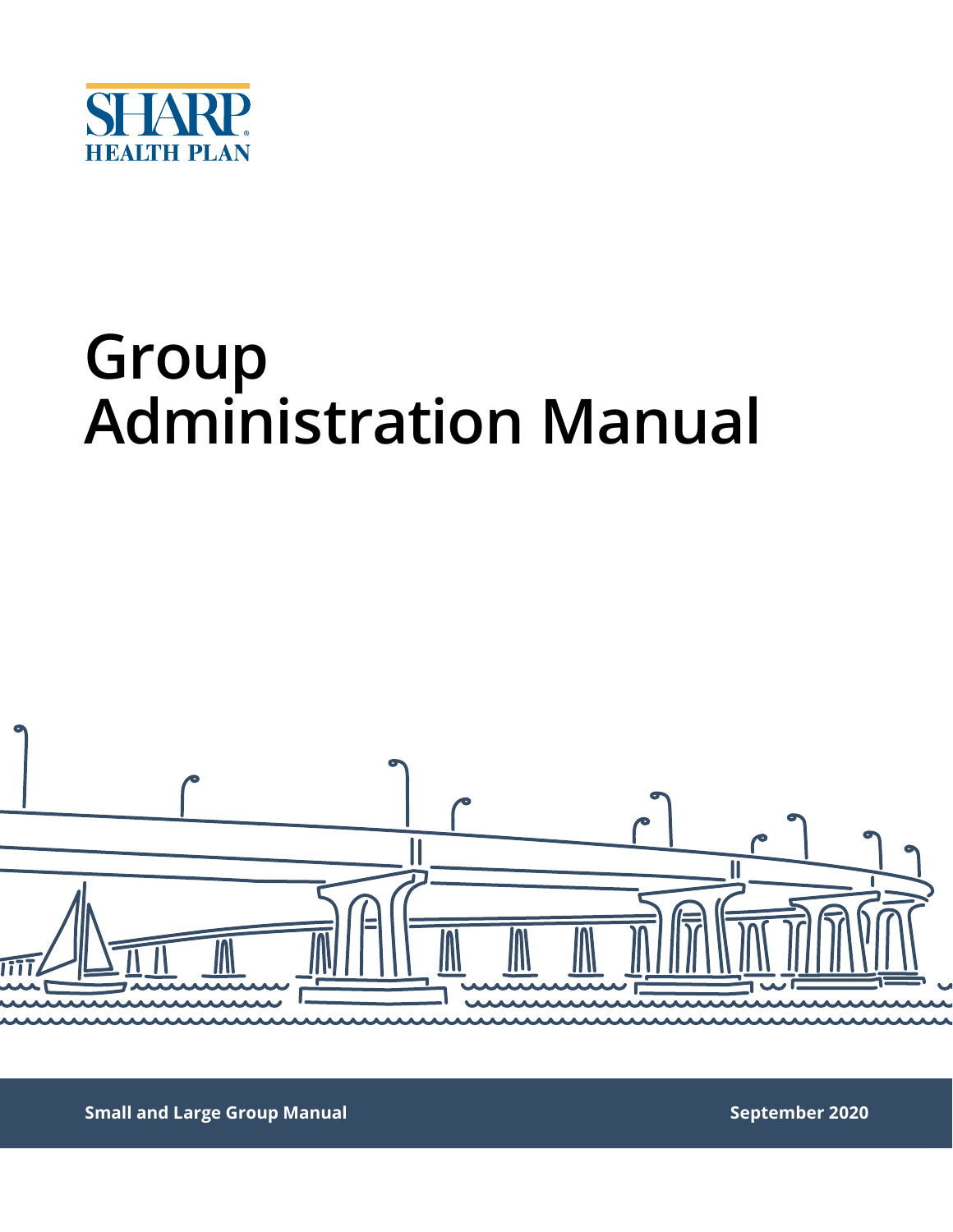SHARP HEALTH PLAN

# Group Administration Manual

**Small and Large Group Manual**

**September 2020**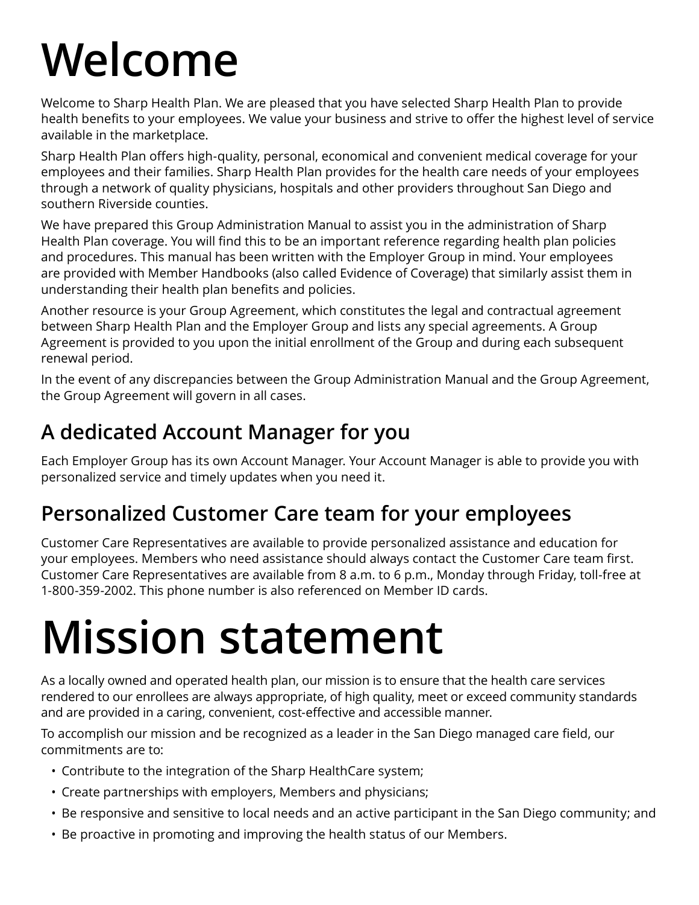# Welcome

Welcome to Sharp Health Plan. We are pleased that you have selected Sharp Health Plan to provide health benefits to your employees. We value your business and strive to offer the highest level of service available in the marketplace.

Sharp Health Plan offers high-quality, personal, economical and convenient medical coverage for your employees and their families. Sharp Health Plan provides for the health care needs of your employees through a network of quality physicians, hospitals and other providers throughout San Diego and southern Riverside counties.

We have prepared this Group Administration Manual to assist you in the administration of Sharp Health Plan coverage. You will find this to be an important reference regarding health plan policies and procedures. This manual has been written with the Employer Group in mind. Your employees are provided with Member Handbooks (also called Evidence of Coverage) that similarly assist them in understanding their health plan benefits and policies.

Another resource is your Group Agreement, which constitutes the legal and contractual agreement between Sharp Health Plan and the Employer Group and lists any special agreements. A Group Agreement is provided to you upon the initial enrollment of the Group and during each subsequent renewal period.

In the event of any discrepancies between the Group Administration Manual and the Group Agreement, the Group Agreement will govern in all cases.

## A dedicated Account Manager for you

Each Employer Group has its own Account Manager. Your Account Manager is able to provide you with personalized service and timely updates when you need it.

## Personalized Customer Care team for your employees

Customer Care Representatives are available to provide personalized assistance and education for your employees. Members who need assistance should always contact the Customer Care team first. Customer Care Representatives are available from 8 a.m. to 6 p.m., Monday through Friday, toll-free at 1-800-359-2002. This phone number is also referenced on Member ID cards.

# Mission statement

As a locally owned and operated health plan, our mission is to ensure that the health care services rendered to our enrollees are always appropriate, of high quality, meet or exceed community standards and are provided in a caring, convenient, cost-effective and accessible manner.

To accomplish our mission and be recognized as a leader in the San Diego managed care field, our commitments are to:

- Contribute to the integration of the Sharp HealthCare system;
- Create partnerships with employers, Members and physicians;
- Be responsive and sensitive to local needs and an active participant in the San Diego community; and
- Be proactive in promoting and improving the health status of our Members.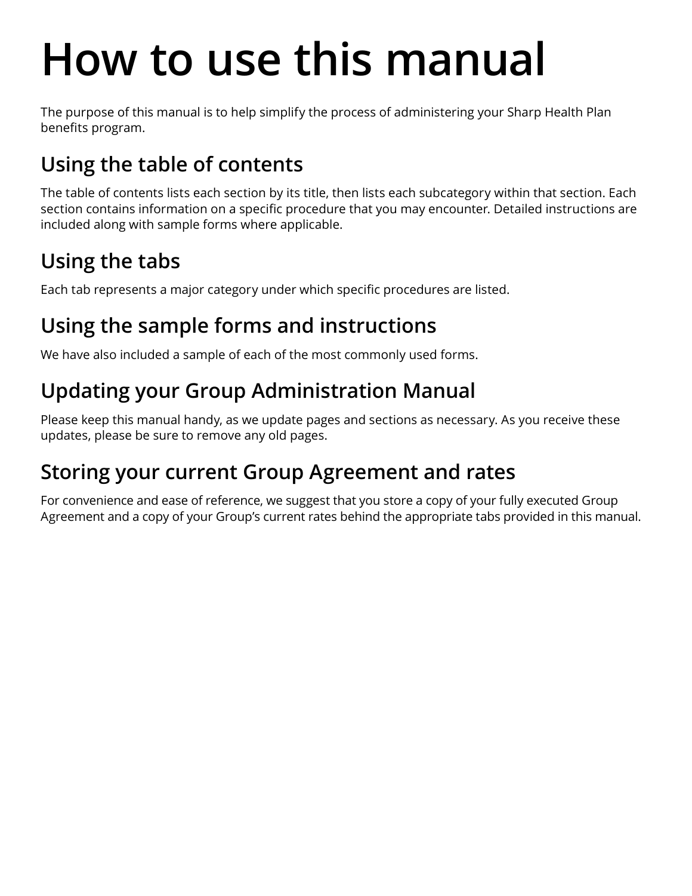# How to use this manual

The purpose of this manual is to help simplify the process of administering your Sharp Health Plan benefits program.

## Using the table of contents

The table of contents lists each section by its title, then lists each subcategory within that section. Each section contains information on a specific procedure that you may encounter. Detailed instructions are included along with sample forms where applicable.

## Using the tabs

Each tab represents a major category under which specific procedures are listed.

## Using the sample forms and instructions

We have also included a sample of each of the most commonly used forms.

## Updating your Group Administration Manual

Please keep this manual handy, as we update pages and sections as necessary. As you receive these updates, please be sure to remove any old pages.

## Storing your current Group Agreement and rates

For convenience and ease of reference, we suggest that you store a copy of your fully executed Group Agreement and a copy of your Group's current rates behind the appropriate tabs provided in this manual.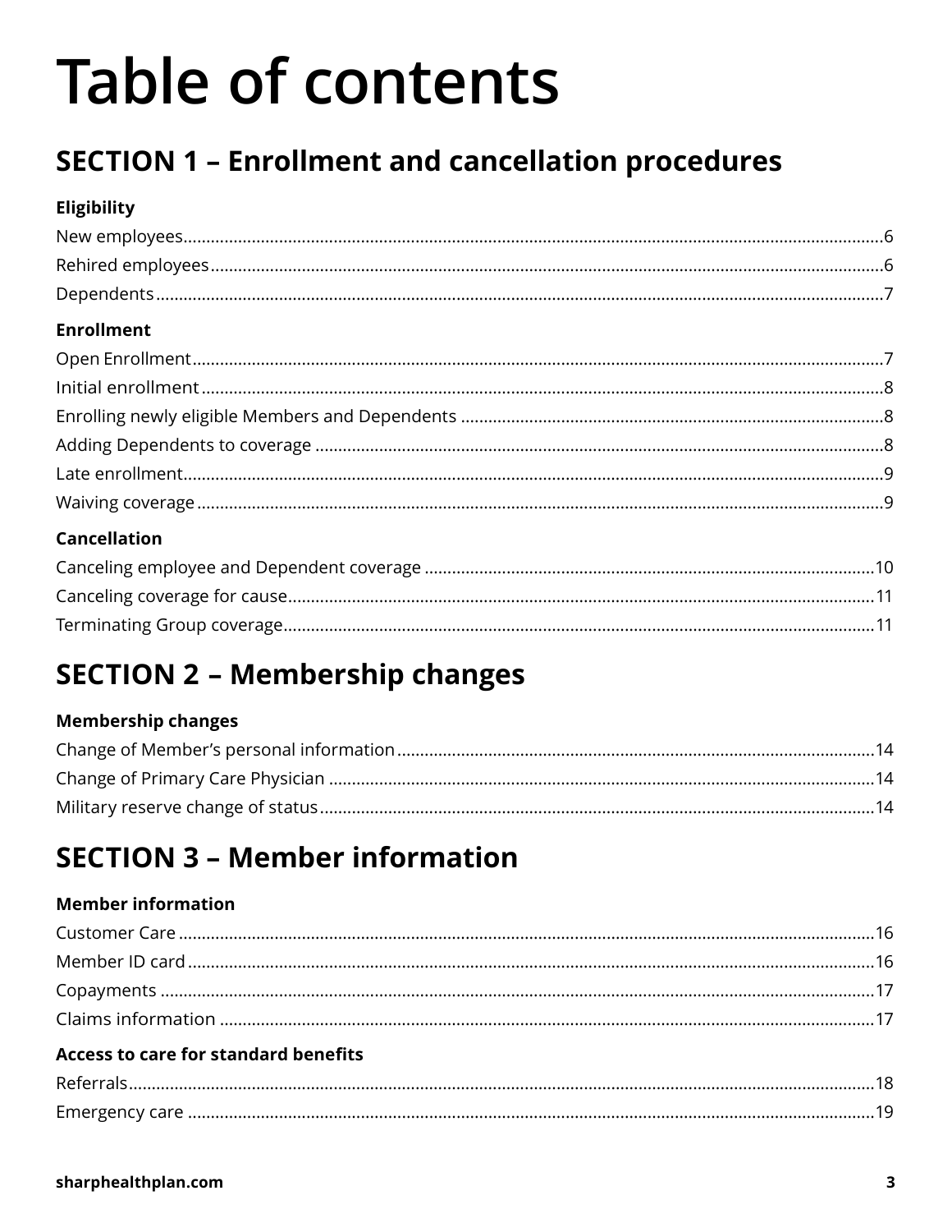# Table of contents

## SECTION 1 – Enrollment and cancellation procedures

**Eligibility**

New employees....6
Rehired employees....6
Dependents....7

**Enrollment**

Open Enrollment....7
Initial enrollment....8
Enrolling newly eligible Members and Dependents....8
Adding Dependents to coverage....8
Late enrollment....9
Waiving coverage....9

**Cancellation**

Canceling employee and Dependent coverage....10
Canceling coverage for cause....11
Terminating Group coverage....11

## SECTION 2 – Membership changes

**Membership changes**

Change of Member's personal information....14
Change of Primary Care Physician....14
Military reserve change of status....14

## SECTION 3 – Member information

**Member information**

Customer Care....16
Member ID card....16
Copayments....17
Claims information....17

**Access to care for standard benefits**

Referrals....18
Emergency care....19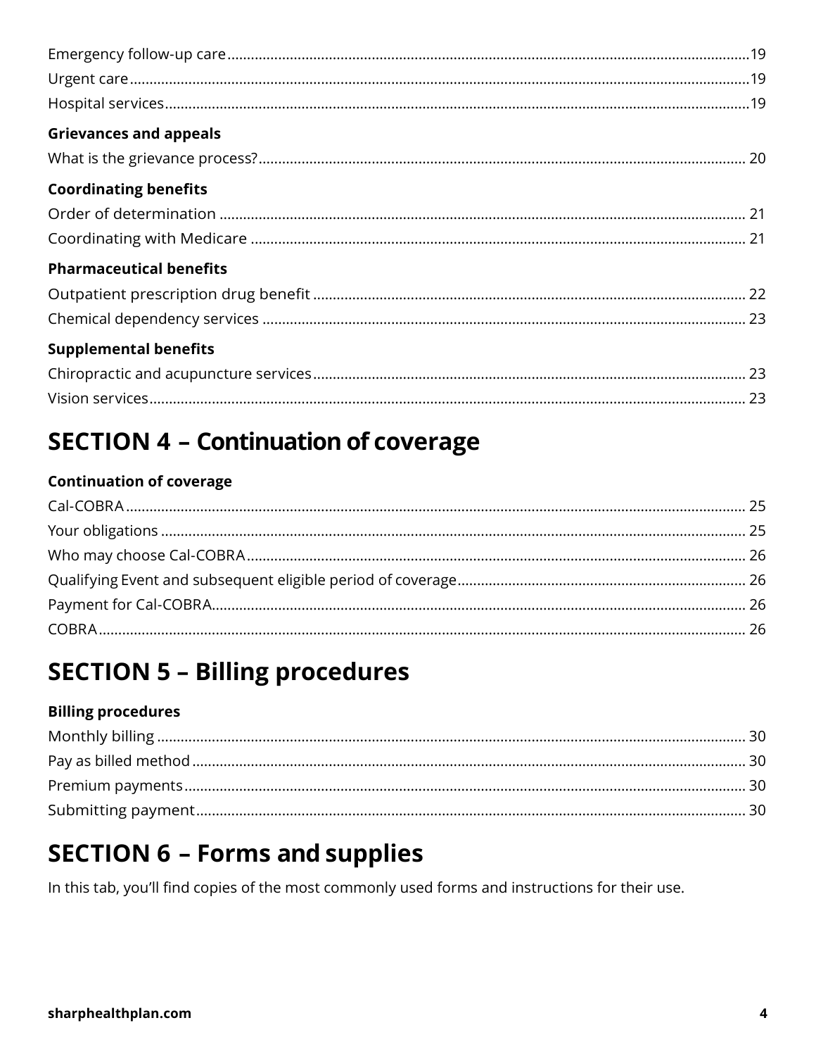Emergency follow-up care ........ 19
Urgent care ........ 19
Hospital services ........ 19

**Grievances and appeals**

What is the grievance process? ........ 20

**Coordinating benefits**

Order of determination ........ 21
Coordinating with Medicare ........ 21

**Pharmaceutical benefits**

Outpatient prescription drug benefit ........ 22
Chemical dependency services ........ 23

**Supplemental benefits**

Chiropractic and acupuncture services ........ 23
Vision services ........ 23

# SECTION 4 – Continuation of coverage

**Continuation of coverage**

Cal-COBRA ........ 25
Your obligations ........ 25
Who may choose Cal-COBRA ........ 26
Qualifying Event and subsequent eligible period of coverage ........ 26
Payment for Cal-COBRA ........ 26
COBRA ........ 26

# SECTION 5 – Billing procedures

**Billing procedures**

Monthly billing ........ 30
Pay as billed method ........ 30
Premium payments ........ 30
Submitting payment ........ 30

# SECTION 6 – Forms and supplies

In this tab, you'll find copies of the most commonly used forms and instructions for their use.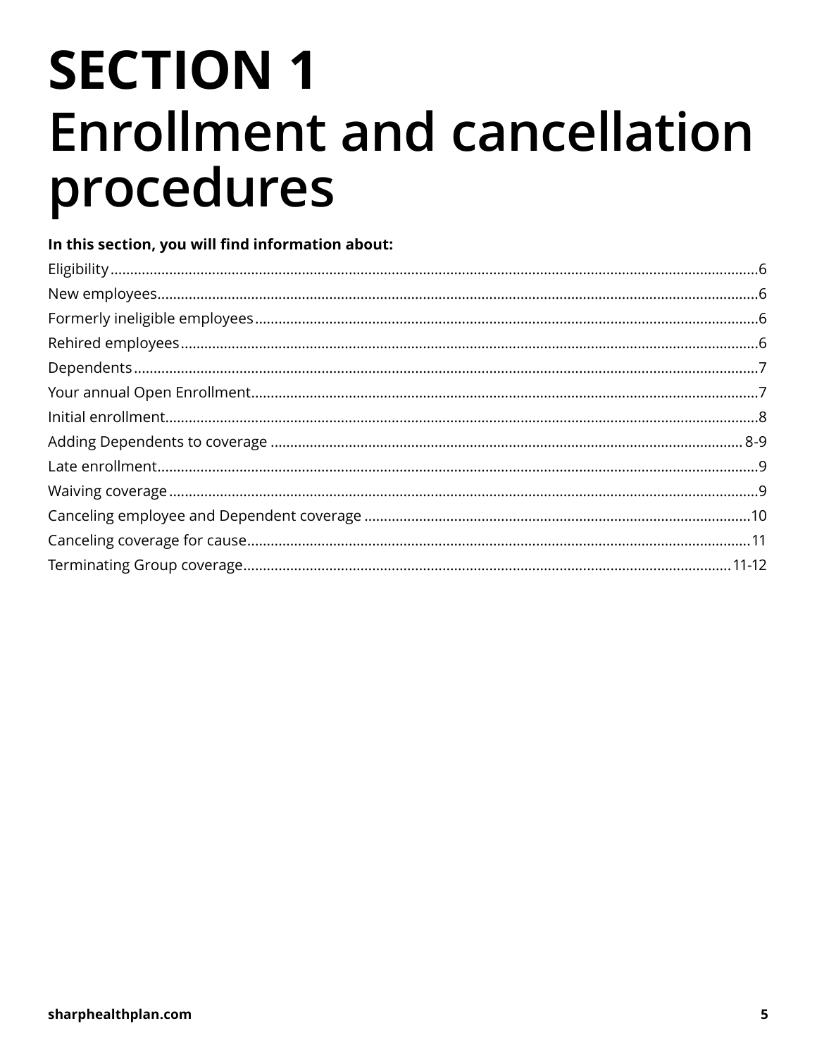# SECTION 1
# Enrollment and cancellation procedures

**In this section, you will find information about:**

| Topic | Page |
| --- | --- |
| Eligibility | 6 |
| New employees | 6 |
| Formerly ineligible employees | 6 |
| Rehired employees | 6 |
| Dependents | 7 |
| Your annual Open Enrollment | 7 |
| Initial enrollment | 8 |
| Adding Dependents to coverage | 8-9 |
| Late enrollment | 9 |
| Waiving coverage | 9 |
| Canceling employee and Dependent coverage | 10 |
| Canceling coverage for cause | 11 |
| Terminating Group coverage | 11-12 |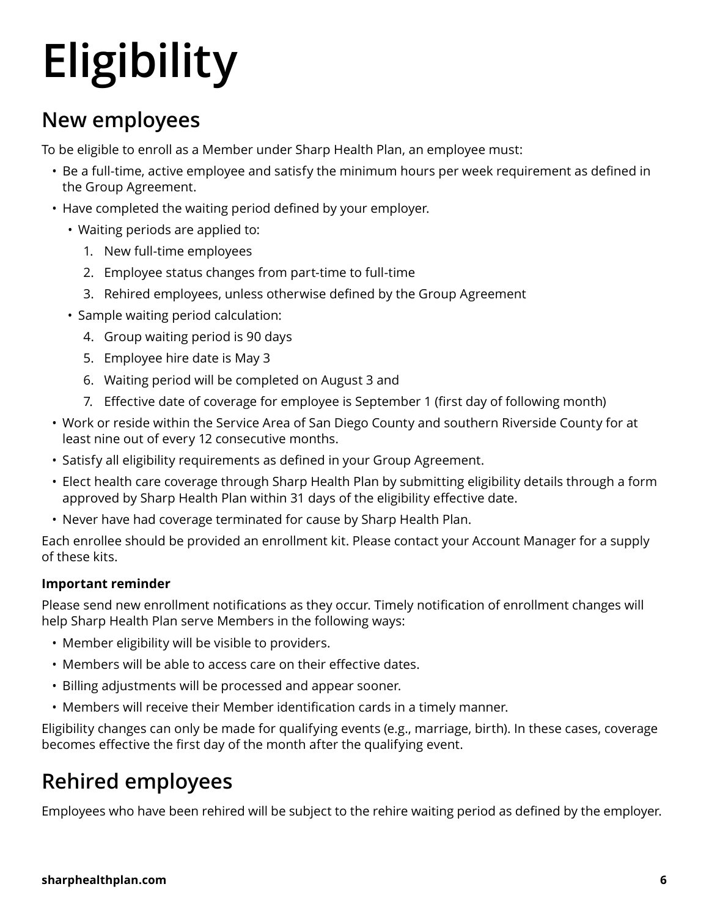# Eligibility

## New employees

To be eligible to enroll as a Member under Sharp Health Plan, an employee must:

- Be a full-time, active employee and satisfy the minimum hours per week requirement as defined in the Group Agreement.
- Have completed the waiting period defined by your employer.
  - Waiting periods are applied to:
    1. New full-time employees
    2. Employee status changes from part-time to full-time
    3. Rehired employees, unless otherwise defined by the Group Agreement
  - Sample waiting period calculation:
    4. Group waiting period is 90 days
    5. Employee hire date is May 3
    6. Waiting period will be completed on August 3 and
    7. Effective date of coverage for employee is September 1 (first day of following month)
- Work or reside within the Service Area of San Diego County and southern Riverside County for at least nine out of every 12 consecutive months.
- Satisfy all eligibility requirements as defined in your Group Agreement.
- Elect health care coverage through Sharp Health Plan by submitting eligibility details through a form approved by Sharp Health Plan within 31 days of the eligibility effective date.
- Never have had coverage terminated for cause by Sharp Health Plan.

Each enrollee should be provided an enrollment kit. Please contact your Account Manager for a supply of these kits.

**Important reminder**

Please send new enrollment notifications as they occur. Timely notification of enrollment changes will help Sharp Health Plan serve Members in the following ways:

- Member eligibility will be visible to providers.
- Members will be able to access care on their effective dates.
- Billing adjustments will be processed and appear sooner.
- Members will receive their Member identification cards in a timely manner.

Eligibility changes can only be made for qualifying events (e.g., marriage, birth). In these cases, coverage becomes effective the first day of the month after the qualifying event.

## Rehired employees

Employees who have been rehired will be subject to the rehire waiting period as defined by the employer.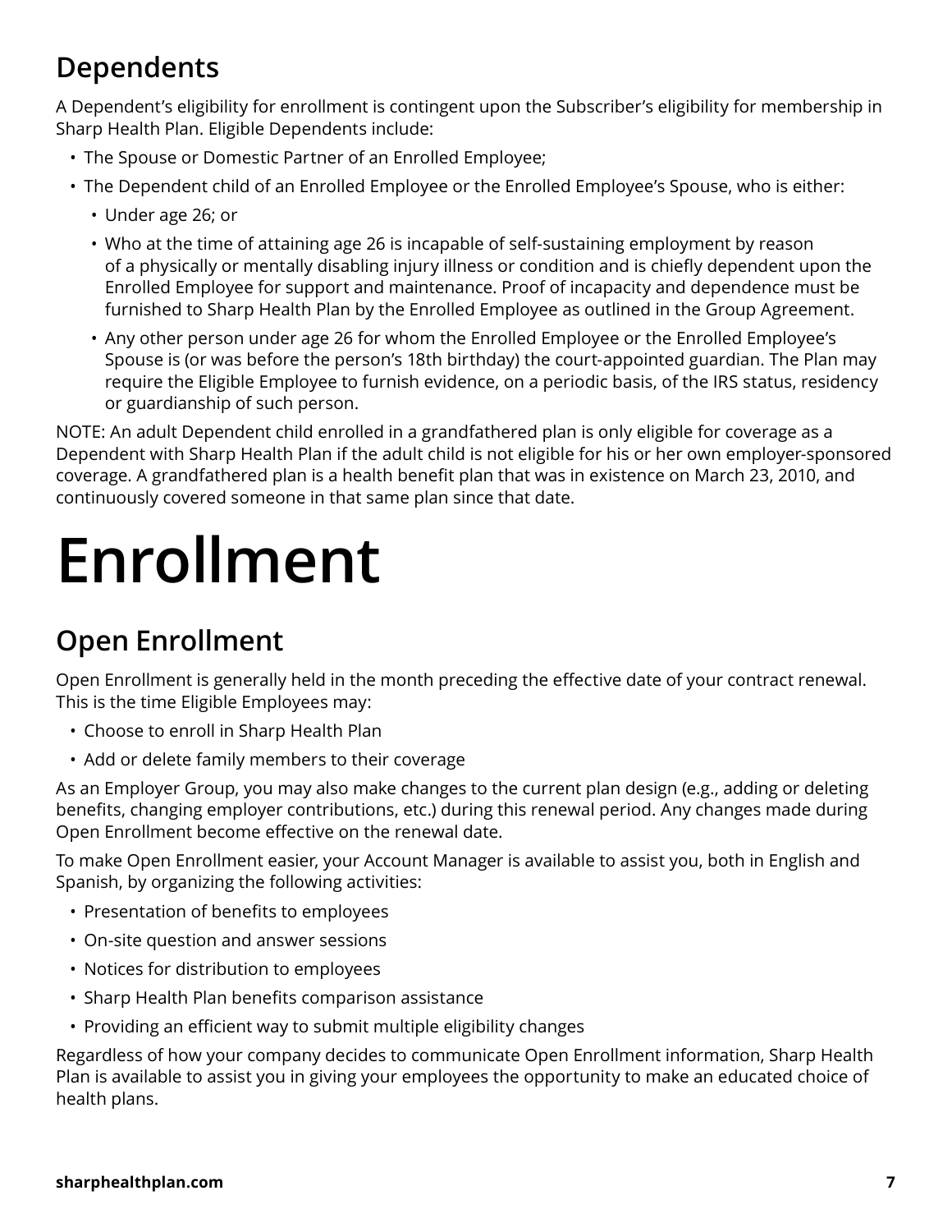## Dependents

A Dependent's eligibility for enrollment is contingent upon the Subscriber's eligibility for membership in Sharp Health Plan. Eligible Dependents include:

- The Spouse or Domestic Partner of an Enrolled Employee;
- The Dependent child of an Enrolled Employee or the Enrolled Employee's Spouse, who is either:
  - Under age 26; or
  - Who at the time of attaining age 26 is incapable of self-sustaining employment by reason of a physically or mentally disabling injury illness or condition and is chiefly dependent upon the Enrolled Employee for support and maintenance. Proof of incapacity and dependence must be furnished to Sharp Health Plan by the Enrolled Employee as outlined in the Group Agreement.
  - Any other person under age 26 for whom the Enrolled Employee or the Enrolled Employee's Spouse is (or was before the person's 18th birthday) the court-appointed guardian. The Plan may require the Eligible Employee to furnish evidence, on a periodic basis, of the IRS status, residency or guardianship of such person.

NOTE: An adult Dependent child enrolled in a grandfathered plan is only eligible for coverage as a Dependent with Sharp Health Plan if the adult child is not eligible for his or her own employer-sponsored coverage. A grandfathered plan is a health benefit plan that was in existence on March 23, 2010, and continuously covered someone in that same plan since that date.

# Enrollment

## Open Enrollment

Open Enrollment is generally held in the month preceding the effective date of your contract renewal. This is the time Eligible Employees may:

- Choose to enroll in Sharp Health Plan
- Add or delete family members to their coverage

As an Employer Group, you may also make changes to the current plan design (e.g., adding or deleting benefits, changing employer contributions, etc.) during this renewal period. Any changes made during Open Enrollment become effective on the renewal date.

To make Open Enrollment easier, your Account Manager is available to assist you, both in English and Spanish, by organizing the following activities:

- Presentation of benefits to employees
- On-site question and answer sessions
- Notices for distribution to employees
- Sharp Health Plan benefits comparison assistance
- Providing an efficient way to submit multiple eligibility changes

Regardless of how your company decides to communicate Open Enrollment information, Sharp Health Plan is available to assist you in giving your employees the opportunity to make an educated choice of health plans.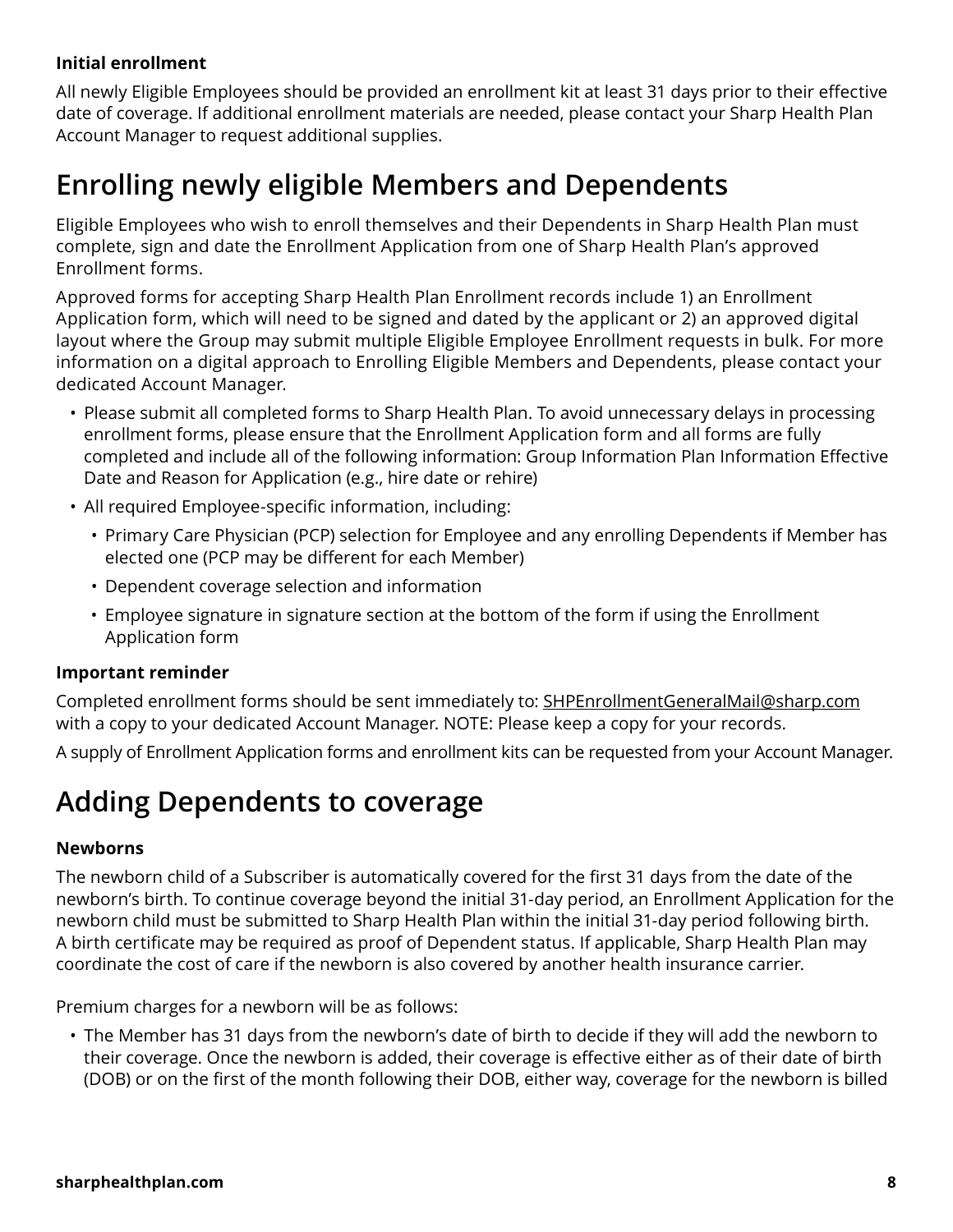**Initial enrollment**

All newly Eligible Employees should be provided an enrollment kit at least 31 days prior to their effective date of coverage. If additional enrollment materials are needed, please contact your Sharp Health Plan Account Manager to request additional supplies.

## Enrolling newly eligible Members and Dependents

Eligible Employees who wish to enroll themselves and their Dependents in Sharp Health Plan must complete, sign and date the Enrollment Application from one of Sharp Health Plan's approved Enrollment forms.

Approved forms for accepting Sharp Health Plan Enrollment records include 1) an Enrollment Application form, which will need to be signed and dated by the applicant or 2) an approved digital layout where the Group may submit multiple Eligible Employee Enrollment requests in bulk. For more information on a digital approach to Enrolling Eligible Members and Dependents, please contact your dedicated Account Manager.

- Please submit all completed forms to Sharp Health Plan. To avoid unnecessary delays in processing enrollment forms, please ensure that the Enrollment Application form and all forms are fully completed and include all of the following information: Group Information Plan Information Effective Date and Reason for Application (e.g., hire date or rehire)
- All required Employee-specific information, including:
  - Primary Care Physician (PCP) selection for Employee and any enrolling Dependents if Member has elected one (PCP may be different for each Member)
  - Dependent coverage selection and information
  - Employee signature in signature section at the bottom of the form if using the Enrollment Application form

**Important reminder**

Completed enrollment forms should be sent immediately to: SHPEnrollmentGeneralMail@sharp.com with a copy to your dedicated Account Manager. NOTE: Please keep a copy for your records.

A supply of Enrollment Application forms and enrollment kits can be requested from your Account Manager.

## Adding Dependents to coverage

**Newborns**

The newborn child of a Subscriber is automatically covered for the first 31 days from the date of the newborn's birth. To continue coverage beyond the initial 31-day period, an Enrollment Application for the newborn child must be submitted to Sharp Health Plan within the initial 31-day period following birth. A birth certificate may be required as proof of Dependent status. If applicable, Sharp Health Plan may coordinate the cost of care if the newborn is also covered by another health insurance carrier.

Premium charges for a newborn will be as follows:

- The Member has 31 days from the newborn's date of birth to decide if they will add the newborn to their coverage. Once the newborn is added, their coverage is effective either as of their date of birth (DOB) or on the first of the month following their DOB, either way, coverage for the newborn is billed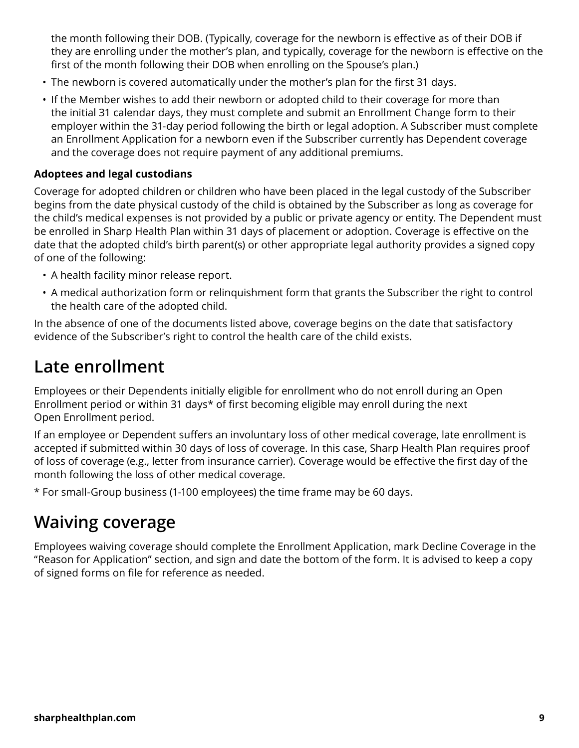the month following their DOB. (Typically, coverage for the newborn is effective as of their DOB if they are enrolling under the mother's plan, and typically, coverage for the newborn is effective on the first of the month following their DOB when enrolling on the Spouse's plan.)

- The newborn is covered automatically under the mother's plan for the first 31 days.
- If the Member wishes to add their newborn or adopted child to their coverage for more than the initial 31 calendar days, they must complete and submit an Enrollment Change form to their employer within the 31-day period following the birth or legal adoption. A Subscriber must complete an Enrollment Application for a newborn even if the Subscriber currently has Dependent coverage and the coverage does not require payment of any additional premiums.

**Adoptees and legal custodians**

Coverage for adopted children or children who have been placed in the legal custody of the Subscriber begins from the date physical custody of the child is obtained by the Subscriber as long as coverage for the child's medical expenses is not provided by a public or private agency or entity. The Dependent must be enrolled in Sharp Health Plan within 31 days of placement or adoption. Coverage is effective on the date that the adopted child's birth parent(s) or other appropriate legal authority provides a signed copy of one of the following:

- A health facility minor release report.
- A medical authorization form or relinquishment form that grants the Subscriber the right to control the health care of the adopted child.

In the absence of one of the documents listed above, coverage begins on the date that satisfactory evidence of the Subscriber's right to control the health care of the child exists.

## Late enrollment

Employees or their Dependents initially eligible for enrollment who do not enroll during an Open Enrollment period or within 31 days* of first becoming eligible may enroll during the next Open Enrollment period.

If an employee or Dependent suffers an involuntary loss of other medical coverage, late enrollment is accepted if submitted within 30 days of loss of coverage. In this case, Sharp Health Plan requires proof of loss of coverage (e.g., letter from insurance carrier). Coverage would be effective the first day of the month following the loss of other medical coverage.

* For small-Group business (1-100 employees) the time frame may be 60 days.

## Waiving coverage

Employees waiving coverage should complete the Enrollment Application, mark Decline Coverage in the "Reason for Application" section, and sign and date the bottom of the form. It is advised to keep a copy of signed forms on file for reference as needed.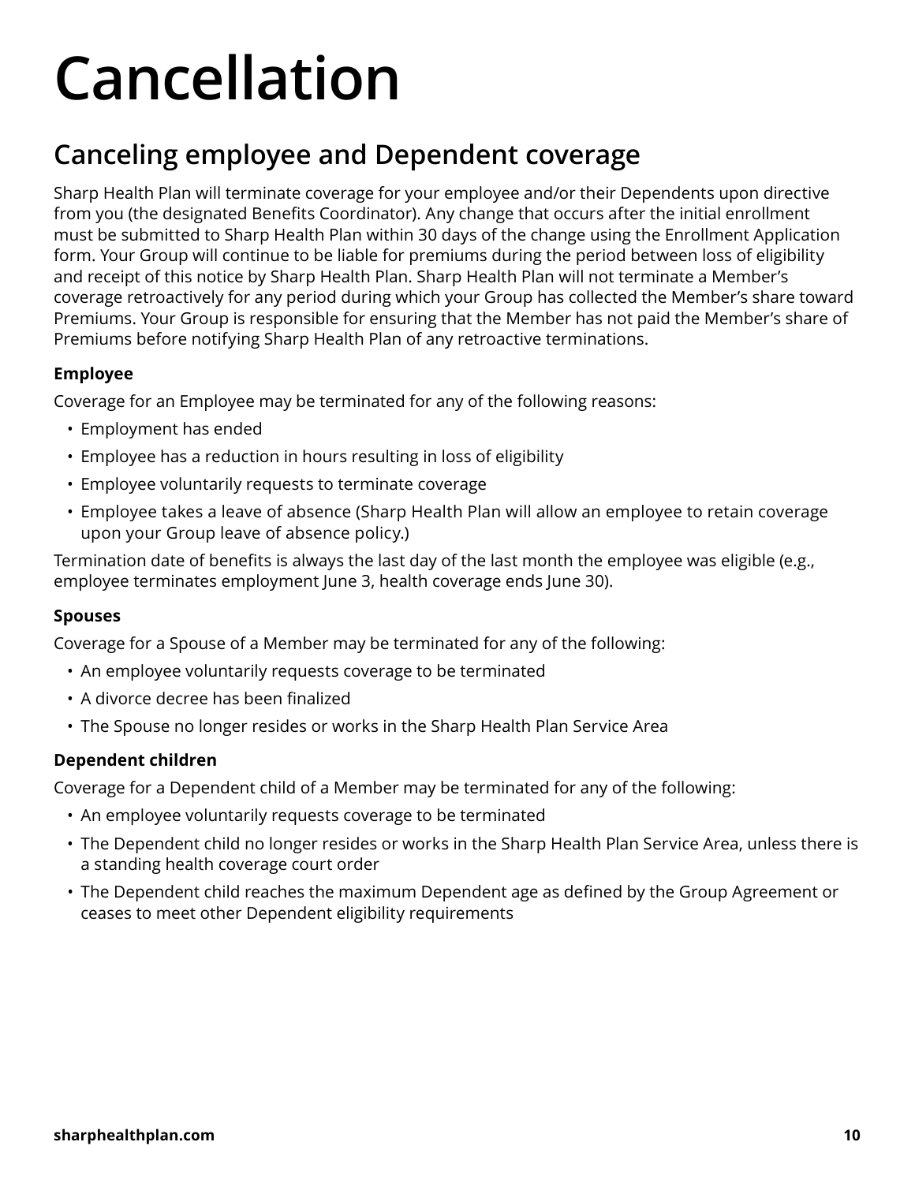# Cancellation

## Canceling employee and Dependent coverage

Sharp Health Plan will terminate coverage for your employee and/or their Dependents upon directive from you (the designated Benefits Coordinator). Any change that occurs after the initial enrollment must be submitted to Sharp Health Plan within 30 days of the change using the Enrollment Application form. Your Group will continue to be liable for premiums during the period between loss of eligibility and receipt of this notice by Sharp Health Plan. Sharp Health Plan will not terminate a Member's coverage retroactively for any period during which your Group has collected the Member's share toward Premiums. Your Group is responsible for ensuring that the Member has not paid the Member's share of Premiums before notifying Sharp Health Plan of any retroactive terminations.

### Employee

Coverage for an Employee may be terminated for any of the following reasons:

- Employment has ended
- Employee has a reduction in hours resulting in loss of eligibility
- Employee voluntarily requests to terminate coverage
- Employee takes a leave of absence (Sharp Health Plan will allow an employee to retain coverage upon your Group leave of absence policy.)

Termination date of benefits is always the last day of the last month the employee was eligible (e.g., employee terminates employment June 3, health coverage ends June 30).

### Spouses

Coverage for a Spouse of a Member may be terminated for any of the following:

- An employee voluntarily requests coverage to be terminated
- A divorce decree has been finalized
- The Spouse no longer resides or works in the Sharp Health Plan Service Area

### Dependent children

Coverage for a Dependent child of a Member may be terminated for any of the following:

- An employee voluntarily requests coverage to be terminated
- The Dependent child no longer resides or works in the Sharp Health Plan Service Area, unless there is a standing health coverage court order
- The Dependent child reaches the maximum Dependent age as defined by the Group Agreement or ceases to meet other Dependent eligibility requirements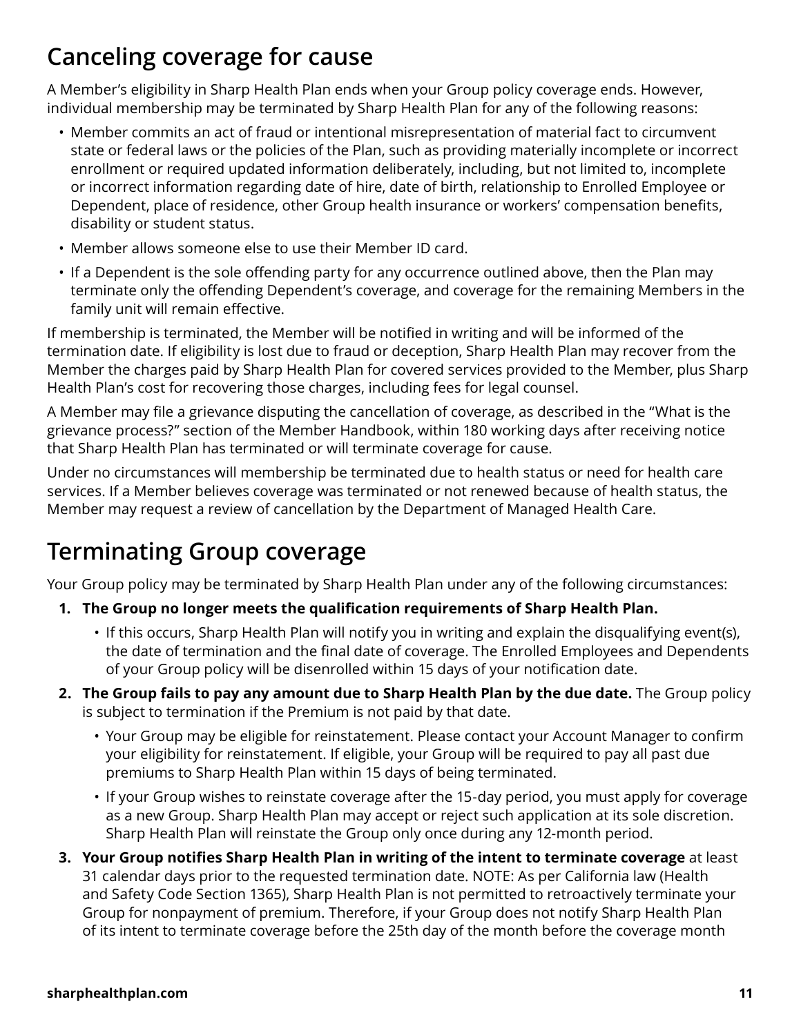## Canceling coverage for cause

A Member's eligibility in Sharp Health Plan ends when your Group policy coverage ends. However, individual membership may be terminated by Sharp Health Plan for any of the following reasons:

- Member commits an act of fraud or intentional misrepresentation of material fact to circumvent state or federal laws or the policies of the Plan, such as providing materially incomplete or incorrect enrollment or required updated information deliberately, including, but not limited to, incomplete or incorrect information regarding date of hire, date of birth, relationship to Enrolled Employee or Dependent, place of residence, other Group health insurance or workers' compensation benefits, disability or student status.
- Member allows someone else to use their Member ID card.
- If a Dependent is the sole offending party for any occurrence outlined above, then the Plan may terminate only the offending Dependent's coverage, and coverage for the remaining Members in the family unit will remain effective.

If membership is terminated, the Member will be notified in writing and will be informed of the termination date. If eligibility is lost due to fraud or deception, Sharp Health Plan may recover from the Member the charges paid by Sharp Health Plan for covered services provided to the Member, plus Sharp Health Plan's cost for recovering those charges, including fees for legal counsel.

A Member may file a grievance disputing the cancellation of coverage, as described in the "What is the grievance process?" section of the Member Handbook, within 180 working days after receiving notice that Sharp Health Plan has terminated or will terminate coverage for cause.

Under no circumstances will membership be terminated due to health status or need for health care services. If a Member believes coverage was terminated or not renewed because of health status, the Member may request a review of cancellation by the Department of Managed Health Care.

## Terminating Group coverage

Your Group policy may be terminated by Sharp Health Plan under any of the following circumstances:

1. **The Group no longer meets the qualification requirements of Sharp Health Plan.**
   - If this occurs, Sharp Health Plan will notify you in writing and explain the disqualifying event(s), the date of termination and the final date of coverage. The Enrolled Employees and Dependents of your Group policy will be disenrolled within 15 days of your notification date.
2. **The Group fails to pay any amount due to Sharp Health Plan by the due date.** The Group policy is subject to termination if the Premium is not paid by that date.
   - Your Group may be eligible for reinstatement. Please contact your Account Manager to confirm your eligibility for reinstatement. If eligible, your Group will be required to pay all past due premiums to Sharp Health Plan within 15 days of being terminated.
   - If your Group wishes to reinstate coverage after the 15-day period, you must apply for coverage as a new Group. Sharp Health Plan may accept or reject such application at its sole discretion. Sharp Health Plan will reinstate the Group only once during any 12-month period.
3. **Your Group notifies Sharp Health Plan in writing of the intent to terminate coverage** at least 31 calendar days prior to the requested termination date. NOTE: As per California law (Health and Safety Code Section 1365), Sharp Health Plan is not permitted to retroactively terminate your Group for nonpayment of premium. Therefore, if your Group does not notify Sharp Health Plan of its intent to terminate coverage before the 25th day of the month before the coverage month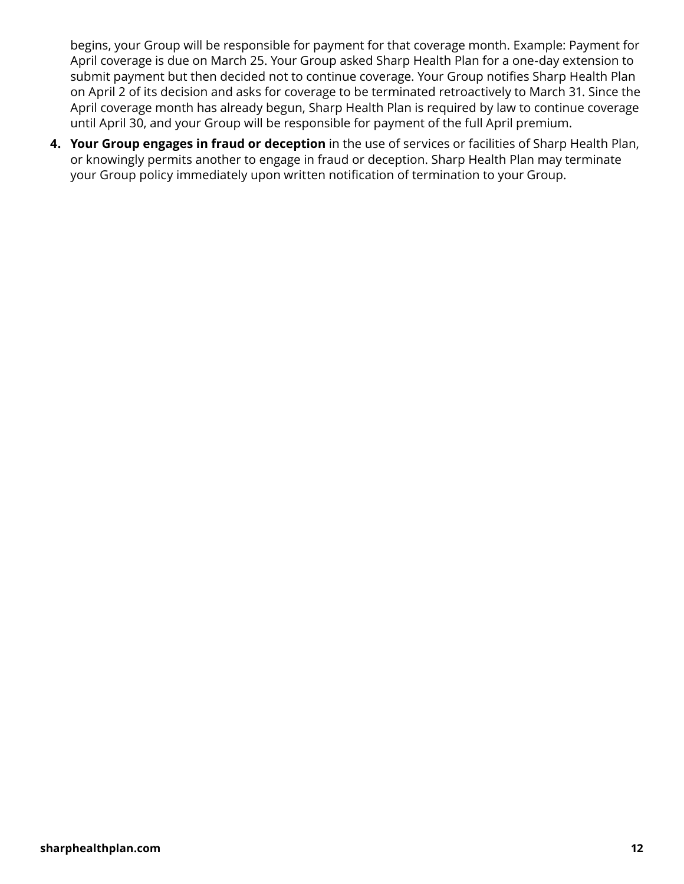begins, your Group will be responsible for payment for that coverage month. Example: Payment for April coverage is due on March 25. Your Group asked Sharp Health Plan for a one-day extension to submit payment but then decided not to continue coverage. Your Group notifies Sharp Health Plan on April 2 of its decision and asks for coverage to be terminated retroactively to March 31. Since the April coverage month has already begun, Sharp Health Plan is required by law to continue coverage until April 30, and your Group will be responsible for payment of the full April premium.

4. **Your Group engages in fraud or deception** in the use of services or facilities of Sharp Health Plan, or knowingly permits another to engage in fraud or deception. Sharp Health Plan may terminate your Group policy immediately upon written notification of termination to your Group.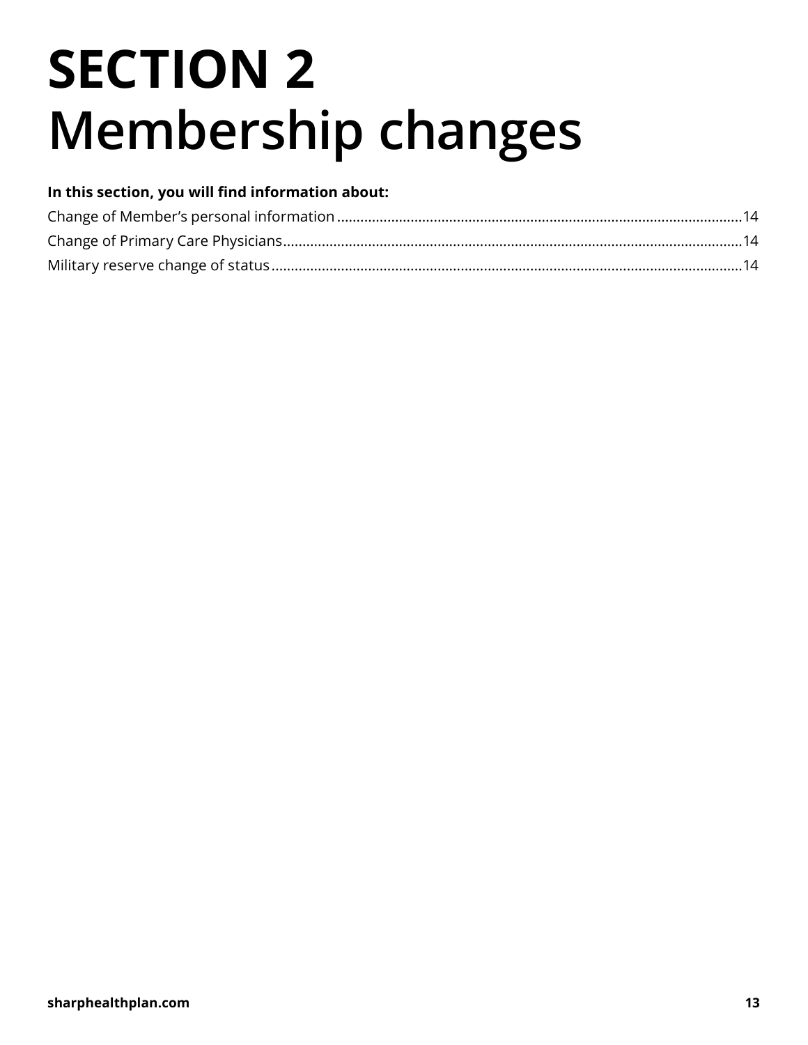# SECTION 2
# Membership changes

**In this section, you will find information about:**

Change of Member's personal information ........................................................................................................14
Change of Primary Care Physicians.....................................................................................................................14
Military reserve change of status ........................................................................................................................14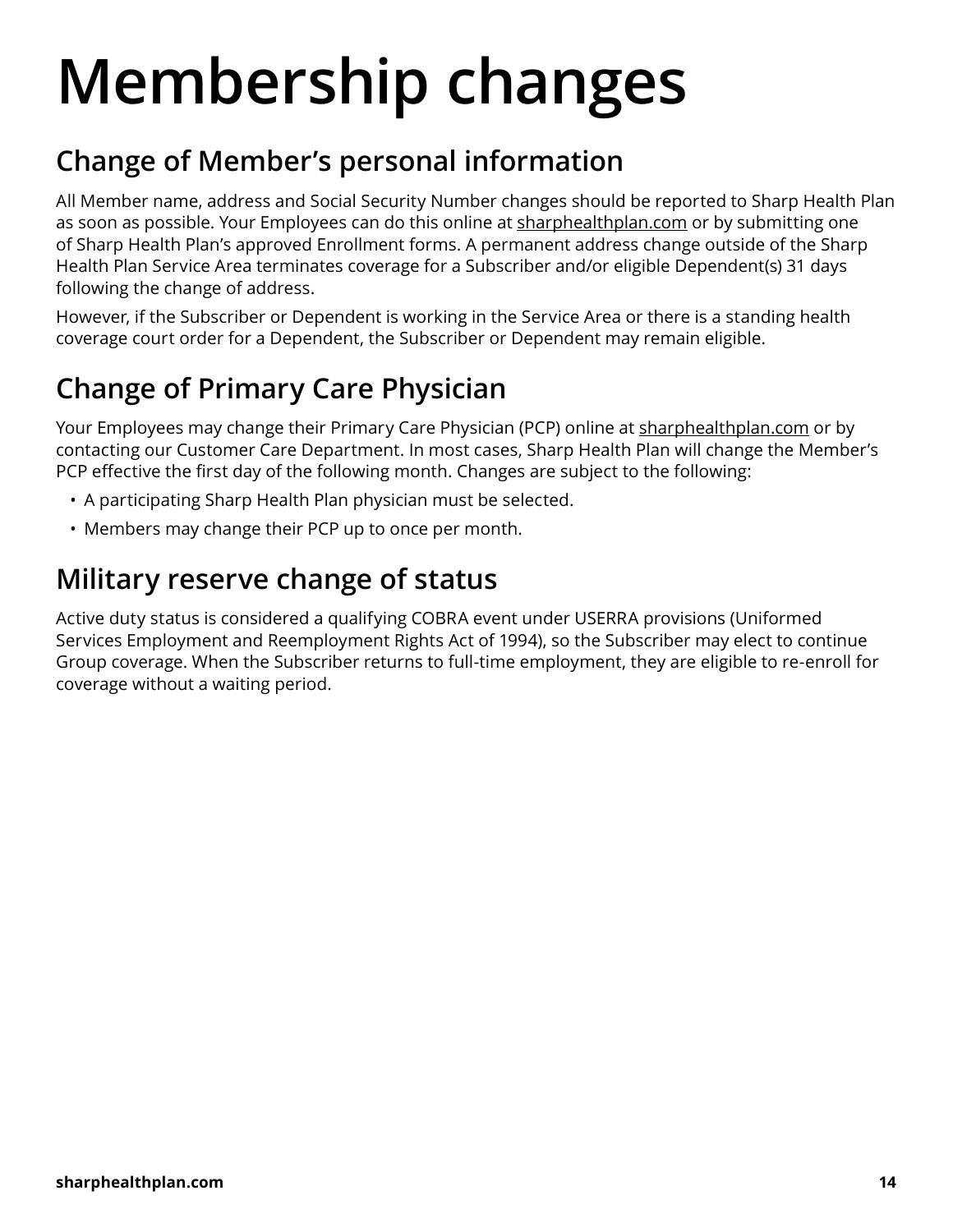# Membership changes

## Change of Member's personal information

All Member name, address and Social Security Number changes should be reported to Sharp Health Plan as soon as possible. Your Employees can do this online at sharphealthplan.com or by submitting one of Sharp Health Plan's approved Enrollment forms. A permanent address change outside of the Sharp Health Plan Service Area terminates coverage for a Subscriber and/or eligible Dependent(s) 31 days following the change of address.

However, if the Subscriber or Dependent is working in the Service Area or there is a standing health coverage court order for a Dependent, the Subscriber or Dependent may remain eligible.

## Change of Primary Care Physician

Your Employees may change their Primary Care Physician (PCP) online at sharphealthplan.com or by contacting our Customer Care Department. In most cases, Sharp Health Plan will change the Member's PCP effective the first day of the following month. Changes are subject to the following:

- A participating Sharp Health Plan physician must be selected.
- Members may change their PCP up to once per month.

## Military reserve change of status

Active duty status is considered a qualifying COBRA event under USERRA provisions (Uniformed Services Employment and Reemployment Rights Act of 1994), so the Subscriber may elect to continue Group coverage. When the Subscriber returns to full-time employment, they are eligible to re-enroll for coverage without a waiting period.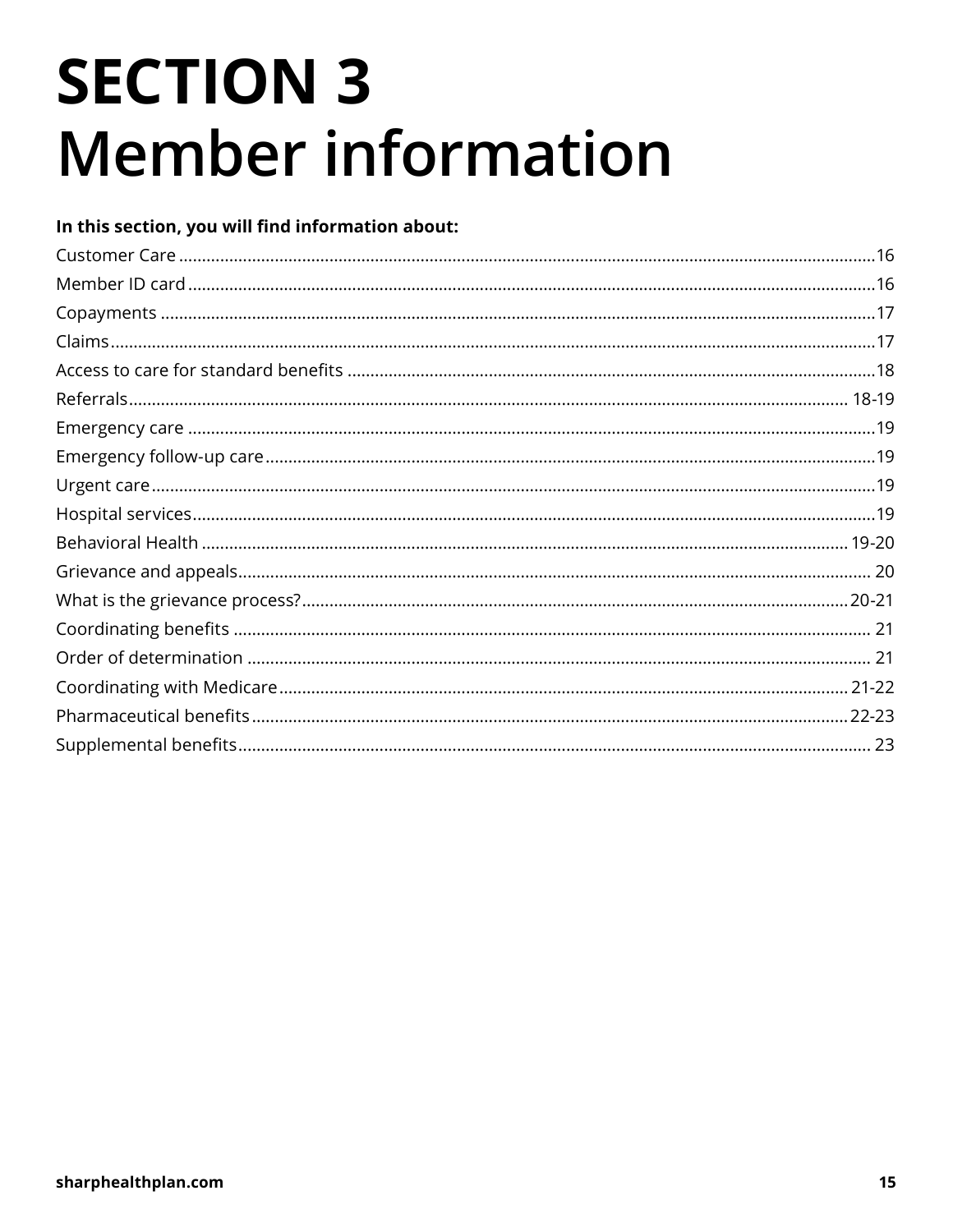# SECTION 3 Member information

**In this section, you will find information about:**

Customer Care ........................................................................................................................................................16
Member ID card ......................................................................................................................................................16
Copayments ............................................................................................................................................................17
Claims ........................................................................................................................................................................17
Access to care for standard benefits ..................................................................................................................18
Referrals ............................................................................................................................................................ 18-19
Emergency care .......................................................................................................................................................19
Emergency follow-up care .....................................................................................................................................19
Urgent care ...............................................................................................................................................................19
Hospital services .....................................................................................................................................................19
Behavioral Health .............................................................................................................................................. 19-20
Grievance and appeals .......................................................................................................................................... 20
What is the grievance process? ........................................................................................................................20-21
Coordinating benefits ........................................................................................................................................... 21
Order of determination ........................................................................................................................................ 21
Coordinating with Medicare ..............................................................................................................................21-22
Pharmaceutical benefits ......................................................................................................................................22-23
Supplemental benefits .......................................................................................................................................... 23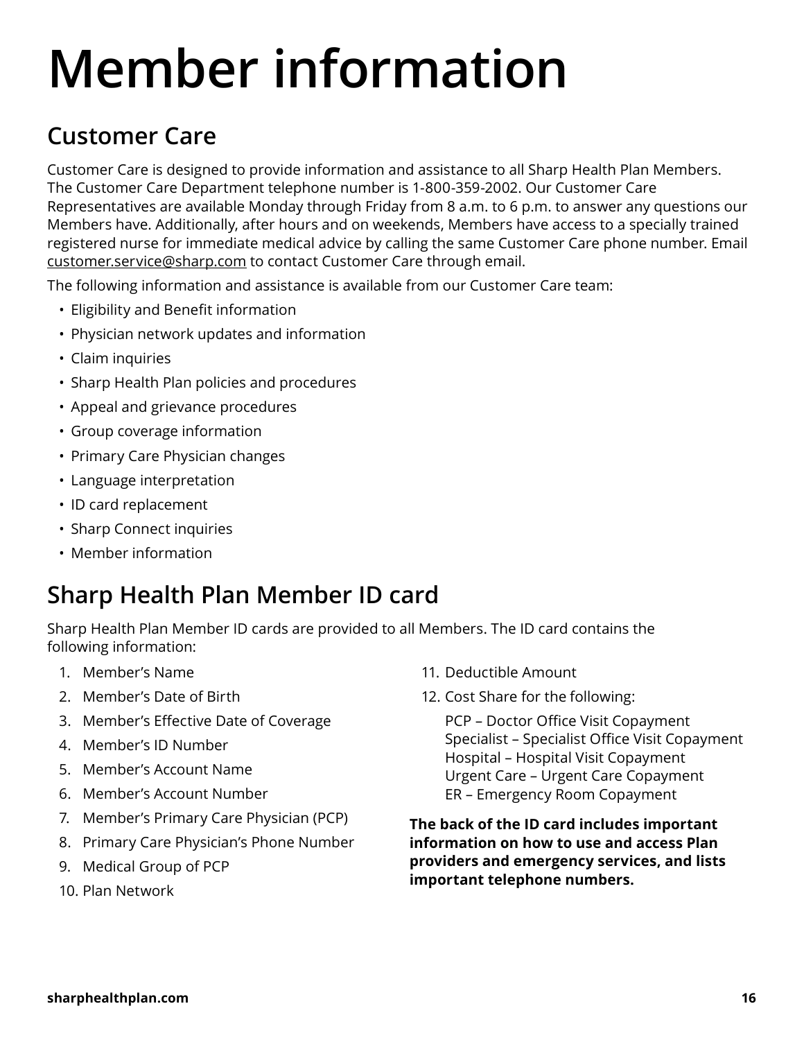# Member information

## Customer Care

Customer Care is designed to provide information and assistance to all Sharp Health Plan Members. The Customer Care Department telephone number is 1-800-359-2002. Our Customer Care Representatives are available Monday through Friday from 8 a.m. to 6 p.m. to answer any questions our Members have. Additionally, after hours and on weekends, Members have access to a specially trained registered nurse for immediate medical advice by calling the same Customer Care phone number. Email customer.service@sharp.com to contact Customer Care through email.

The following information and assistance is available from our Customer Care team:

- Eligibility and Benefit information
- Physician network updates and information
- Claim inquiries
- Sharp Health Plan policies and procedures
- Appeal and grievance procedures
- Group coverage information
- Primary Care Physician changes
- Language interpretation
- ID card replacement
- Sharp Connect inquiries
- Member information

## Sharp Health Plan Member ID card

Sharp Health Plan Member ID cards are provided to all Members. The ID card contains the following information:

1. Member's Name
2. Member's Date of Birth
3. Member's Effective Date of Coverage
4. Member's ID Number
5. Member's Account Name
6. Member's Account Number
7. Member's Primary Care Physician (PCP)
8. Primary Care Physician's Phone Number
9. Medical Group of PCP
10. Plan Network
11. Deductible Amount
12. Cost Share for the following:

    PCP – Doctor Office Visit Copayment
    Specialist – Specialist Office Visit Copayment
    Hospital – Hospital Visit Copayment
    Urgent Care – Urgent Care Copayment
    ER – Emergency Room Copayment

**The back of the ID card includes important information on how to use and access Plan providers and emergency services, and lists important telephone numbers.**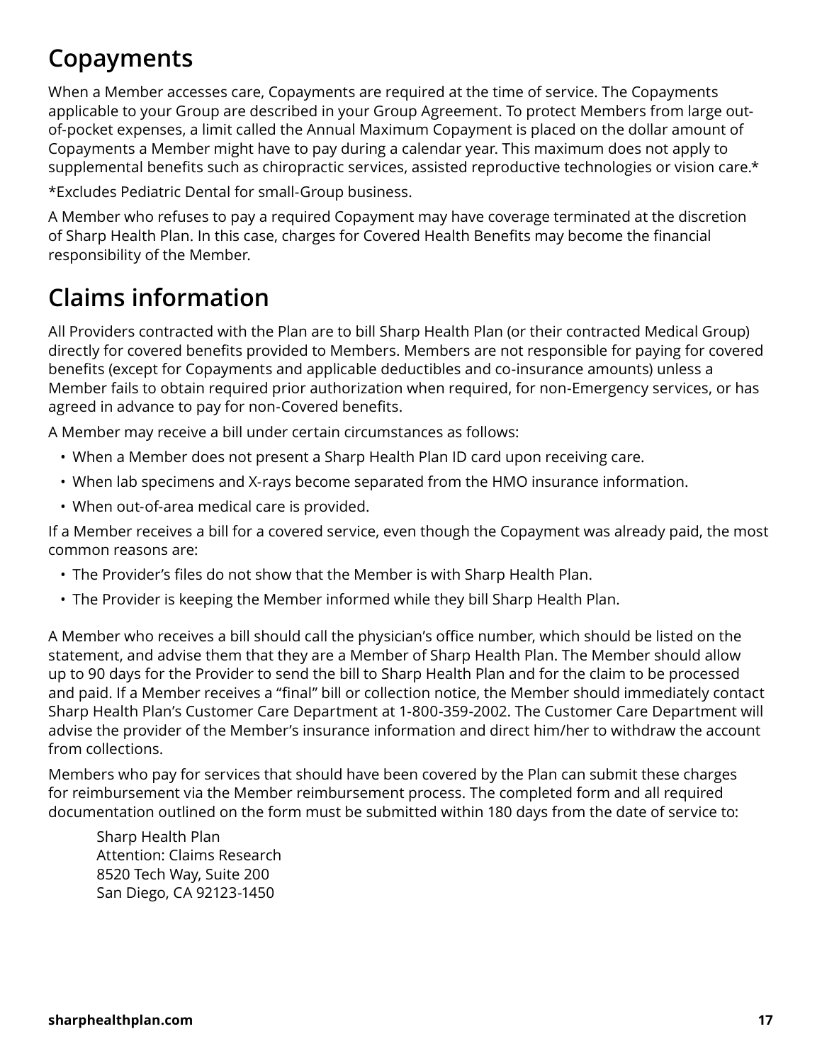## Copayments

When a Member accesses care, Copayments are required at the time of service. The Copayments applicable to your Group are described in your Group Agreement. To protect Members from large out-of-pocket expenses, a limit called the Annual Maximum Copayment is placed on the dollar amount of Copayments a Member might have to pay during a calendar year. This maximum does not apply to supplemental benefits such as chiropractic services, assisted reproductive technologies or vision care.*

*Excludes Pediatric Dental for small-Group business.

A Member who refuses to pay a required Copayment may have coverage terminated at the discretion of Sharp Health Plan. In this case, charges for Covered Health Benefits may become the financial responsibility of the Member.

## Claims information

All Providers contracted with the Plan are to bill Sharp Health Plan (or their contracted Medical Group) directly for covered benefits provided to Members. Members are not responsible for paying for covered benefits (except for Copayments and applicable deductibles and co-insurance amounts) unless a Member fails to obtain required prior authorization when required, for non-Emergency services, or has agreed in advance to pay for non-Covered benefits.

A Member may receive a bill under certain circumstances as follows:

- When a Member does not present a Sharp Health Plan ID card upon receiving care.
- When lab specimens and X-rays become separated from the HMO insurance information.
- When out-of-area medical care is provided.

If a Member receives a bill for a covered service, even though the Copayment was already paid, the most common reasons are:

- The Provider's files do not show that the Member is with Sharp Health Plan.
- The Provider is keeping the Member informed while they bill Sharp Health Plan.

A Member who receives a bill should call the physician's office number, which should be listed on the statement, and advise them that they are a Member of Sharp Health Plan. The Member should allow up to 90 days for the Provider to send the bill to Sharp Health Plan and for the claim to be processed and paid. If a Member receives a "final" bill or collection notice, the Member should immediately contact Sharp Health Plan's Customer Care Department at 1-800-359-2002. The Customer Care Department will advise the provider of the Member's insurance information and direct him/her to withdraw the account from collections.

Members who pay for services that should have been covered by the Plan can submit these charges for reimbursement via the Member reimbursement process. The completed form and all required documentation outlined on the form must be submitted within 180 days from the date of service to:

Sharp Health Plan
Attention: Claims Research
8520 Tech Way, Suite 200
San Diego, CA 92123-1450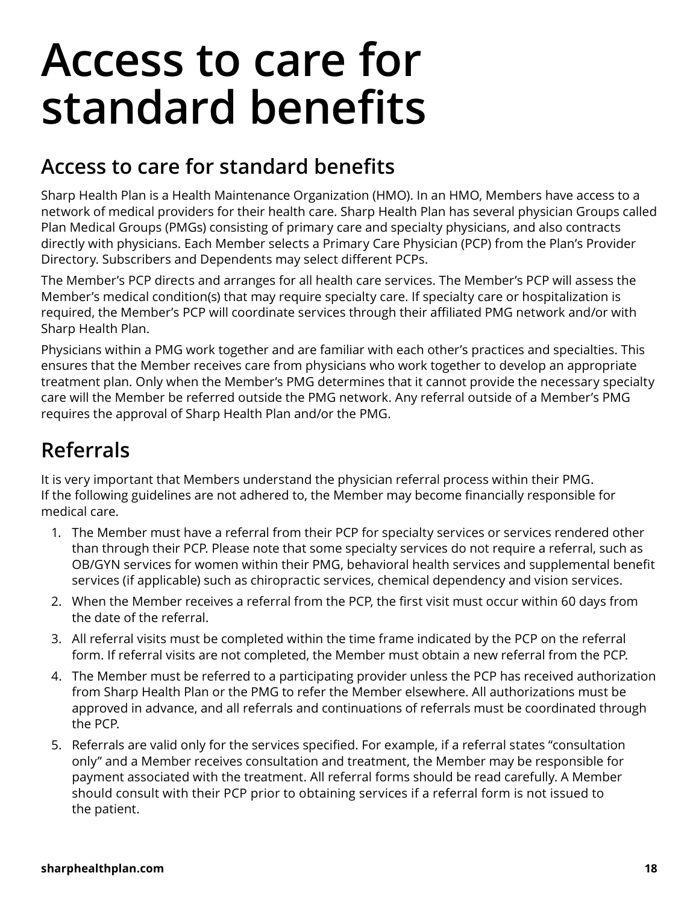# Access to care for standard benefits

## Access to care for standard benefits

Sharp Health Plan is a Health Maintenance Organization (HMO). In an HMO, Members have access to a network of medical providers for their health care. Sharp Health Plan has several physician Groups called Plan Medical Groups (PMGs) consisting of primary care and specialty physicians, and also contracts directly with physicians. Each Member selects a Primary Care Physician (PCP) from the Plan's Provider Directory. Subscribers and Dependents may select different PCPs.

The Member's PCP directs and arranges for all health care services. The Member's PCP will assess the Member's medical condition(s) that may require specialty care. If specialty care or hospitalization is required, the Member's PCP will coordinate services through their affiliated PMG network and/or with Sharp Health Plan.

Physicians within a PMG work together and are familiar with each other's practices and specialties. This ensures that the Member receives care from physicians who work together to develop an appropriate treatment plan. Only when the Member's PMG determines that it cannot provide the necessary specialty care will the Member be referred outside the PMG network. Any referral outside of a Member's PMG requires the approval of Sharp Health Plan and/or the PMG.

## Referrals

It is very important that Members understand the physician referral process within their PMG. If the following guidelines are not adhered to, the Member may become financially responsible for medical care.

1. The Member must have a referral from their PCP for specialty services or services rendered other than through their PCP. Please note that some specialty services do not require a referral, such as OB/GYN services for women within their PMG, behavioral health services and supplemental benefit services (if applicable) such as chiropractic services, chemical dependency and vision services.
2. When the Member receives a referral from the PCP, the first visit must occur within 60 days from the date of the referral.
3. All referral visits must be completed within the time frame indicated by the PCP on the referral form. If referral visits are not completed, the Member must obtain a new referral from the PCP.
4. The Member must be referred to a participating provider unless the PCP has received authorization from Sharp Health Plan or the PMG to refer the Member elsewhere. All authorizations must be approved in advance, and all referrals and continuations of referrals must be coordinated through the PCP.
5. Referrals are valid only for the services specified. For example, if a referral states "consultation only" and a Member receives consultation and treatment, the Member may be responsible for payment associated with the treatment. All referral forms should be read carefully. A Member should consult with their PCP prior to obtaining services if a referral form is not issued to the patient.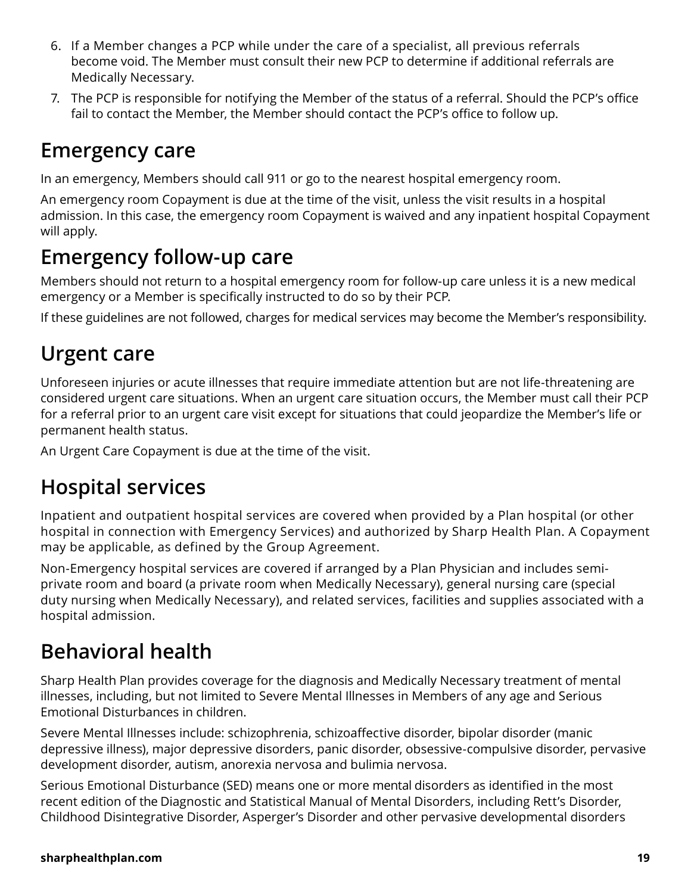6. If a Member changes a PCP while under the care of a specialist, all previous referrals become void. The Member must consult their new PCP to determine if additional referrals are Medically Necessary.
7. The PCP is responsible for notifying the Member of the status of a referral. Should the PCP's office fail to contact the Member, the Member should contact the PCP's office to follow up.

## Emergency care

In an emergency, Members should call 911 or go to the nearest hospital emergency room.

An emergency room Copayment is due at the time of the visit, unless the visit results in a hospital admission. In this case, the emergency room Copayment is waived and any inpatient hospital Copayment will apply.

## Emergency follow-up care

Members should not return to a hospital emergency room for follow-up care unless it is a new medical emergency or a Member is specifically instructed to do so by their PCP.

If these guidelines are not followed, charges for medical services may become the Member's responsibility.

## Urgent care

Unforeseen injuries or acute illnesses that require immediate attention but are not life-threatening are considered urgent care situations. When an urgent care situation occurs, the Member must call their PCP for a referral prior to an urgent care visit except for situations that could jeopardize the Member's life or permanent health status.

An Urgent Care Copayment is due at the time of the visit.

## Hospital services

Inpatient and outpatient hospital services are covered when provided by a Plan hospital (or other hospital in connection with Emergency Services) and authorized by Sharp Health Plan. A Copayment may be applicable, as defined by the Group Agreement.

Non-Emergency hospital services are covered if arranged by a Plan Physician and includes semi-private room and board (a private room when Medically Necessary), general nursing care (special duty nursing when Medically Necessary), and related services, facilities and supplies associated with a hospital admission.

## Behavioral health

Sharp Health Plan provides coverage for the diagnosis and Medically Necessary treatment of mental illnesses, including, but not limited to Severe Mental Illnesses in Members of any age and Serious Emotional Disturbances in children.

Severe Mental Illnesses include: schizophrenia, schizoaffective disorder, bipolar disorder (manic depressive illness), major depressive disorders, panic disorder, obsessive-compulsive disorder, pervasive development disorder, autism, anorexia nervosa and bulimia nervosa.

Serious Emotional Disturbance (SED) means one or more mental disorders as identified in the most recent edition of the Diagnostic and Statistical Manual of Mental Disorders, including Rett's Disorder, Childhood Disintegrative Disorder, Asperger's Disorder and other pervasive developmental disorders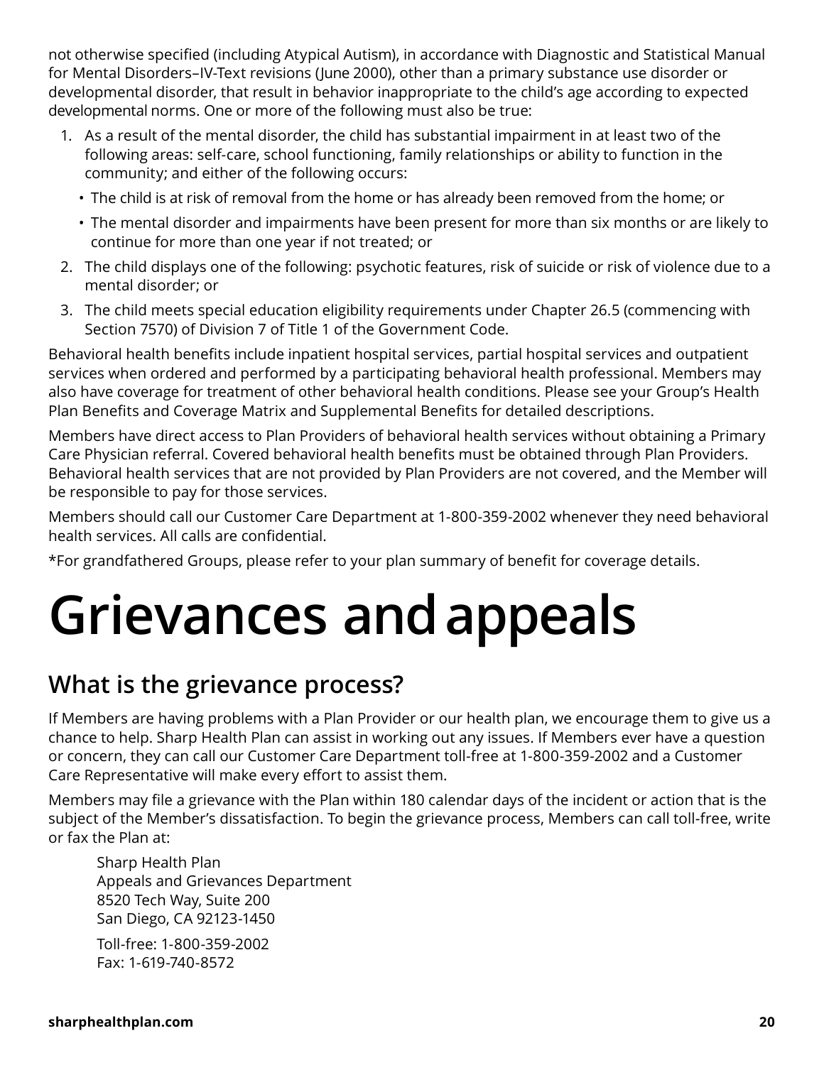not otherwise specified (including Atypical Autism), in accordance with Diagnostic and Statistical Manual for Mental Disorders–IV-Text revisions (June 2000), other than a primary substance use disorder or developmental disorder, that result in behavior inappropriate to the child's age according to expected developmental norms. One or more of the following must also be true:

1. As a result of the mental disorder, the child has substantial impairment in at least two of the following areas: self-care, school functioning, family relationships or ability to function in the community; and either of the following occurs:
   - The child is at risk of removal from the home or has already been removed from the home; or
   - The mental disorder and impairments have been present for more than six months or are likely to continue for more than one year if not treated; or
2. The child displays one of the following: psychotic features, risk of suicide or risk of violence due to a mental disorder; or
3. The child meets special education eligibility requirements under Chapter 26.5 (commencing with Section 7570) of Division 7 of Title 1 of the Government Code.

Behavioral health benefits include inpatient hospital services, partial hospital services and outpatient services when ordered and performed by a participating behavioral health professional. Members may also have coverage for treatment of other behavioral health conditions. Please see your Group's Health Plan Benefits and Coverage Matrix and Supplemental Benefits for detailed descriptions.

Members have direct access to Plan Providers of behavioral health services without obtaining a Primary Care Physician referral. Covered behavioral health benefits must be obtained through Plan Providers. Behavioral health services that are not provided by Plan Providers are not covered, and the Member will be responsible to pay for those services.

Members should call our Customer Care Department at 1-800-359-2002 whenever they need behavioral health services. All calls are confidential.

*For grandfathered Groups, please refer to your plan summary of benefit for coverage details.

# Grievances and appeals

## What is the grievance process?

If Members are having problems with a Plan Provider or our health plan, we encourage them to give us a chance to help. Sharp Health Plan can assist in working out any issues. If Members ever have a question or concern, they can call our Customer Care Department toll-free at 1-800-359-2002 and a Customer Care Representative will make every effort to assist them.

Members may file a grievance with the Plan within 180 calendar days of the incident or action that is the subject of the Member's dissatisfaction. To begin the grievance process, Members can call toll-free, write or fax the Plan at:

Sharp Health Plan  
Appeals and Grievances Department  
8520 Tech Way, Suite 200  
San Diego, CA 92123-1450

Toll-free: 1-800-359-2002  
Fax: 1-619-740-8572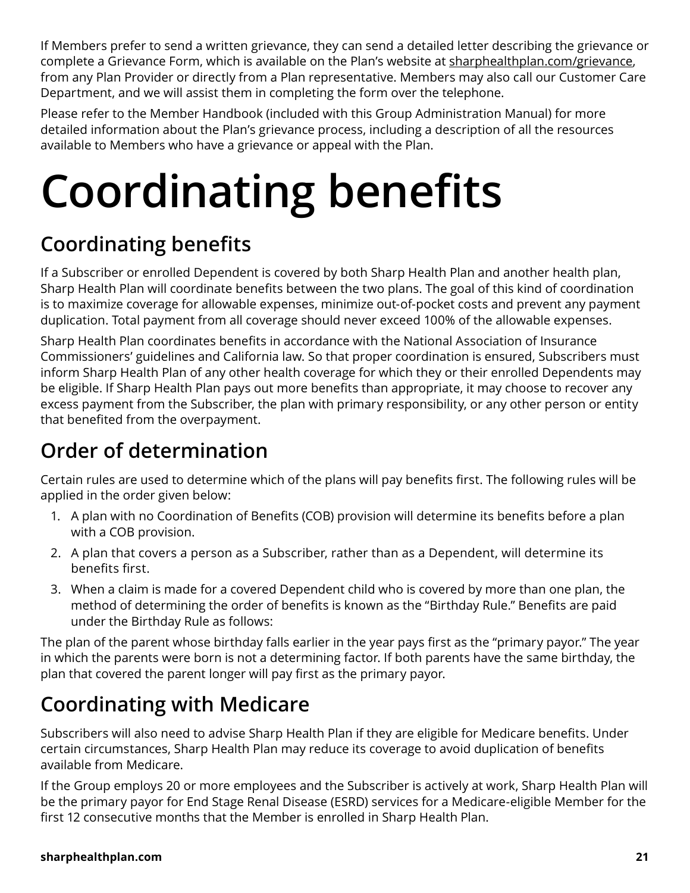If Members prefer to send a written grievance, they can send a detailed letter describing the grievance or complete a Grievance Form, which is available on the Plan's website at sharphealthplan.com/grievance, from any Plan Provider or directly from a Plan representative. Members may also call our Customer Care Department, and we will assist them in completing the form over the telephone.

Please refer to the Member Handbook (included with this Group Administration Manual) for more detailed information about the Plan's grievance process, including a description of all the resources available to Members who have a grievance or appeal with the Plan.

# Coordinating benefits

## Coordinating benefits

If a Subscriber or enrolled Dependent is covered by both Sharp Health Plan and another health plan, Sharp Health Plan will coordinate benefits between the two plans. The goal of this kind of coordination is to maximize coverage for allowable expenses, minimize out-of-pocket costs and prevent any payment duplication. Total payment from all coverage should never exceed 100% of the allowable expenses.

Sharp Health Plan coordinates benefits in accordance with the National Association of Insurance Commissioners' guidelines and California law. So that proper coordination is ensured, Subscribers must inform Sharp Health Plan of any other health coverage for which they or their enrolled Dependents may be eligible. If Sharp Health Plan pays out more benefits than appropriate, it may choose to recover any excess payment from the Subscriber, the plan with primary responsibility, or any other person or entity that benefited from the overpayment.

## Order of determination

Certain rules are used to determine which of the plans will pay benefits first. The following rules will be applied in the order given below:

1. A plan with no Coordination of Benefits (COB) provision will determine its benefits before a plan with a COB provision.
2. A plan that covers a person as a Subscriber, rather than as a Dependent, will determine its benefits first.
3. When a claim is made for a covered Dependent child who is covered by more than one plan, the method of determining the order of benefits is known as the "Birthday Rule." Benefits are paid under the Birthday Rule as follows:

The plan of the parent whose birthday falls earlier in the year pays first as the "primary payor." The year in which the parents were born is not a determining factor. If both parents have the same birthday, the plan that covered the parent longer will pay first as the primary payor.

## Coordinating with Medicare

Subscribers will also need to advise Sharp Health Plan if they are eligible for Medicare benefits. Under certain circumstances, Sharp Health Plan may reduce its coverage to avoid duplication of benefits available from Medicare.

If the Group employs 20 or more employees and the Subscriber is actively at work, Sharp Health Plan will be the primary payor for End Stage Renal Disease (ESRD) services for a Medicare-eligible Member for the first 12 consecutive months that the Member is enrolled in Sharp Health Plan.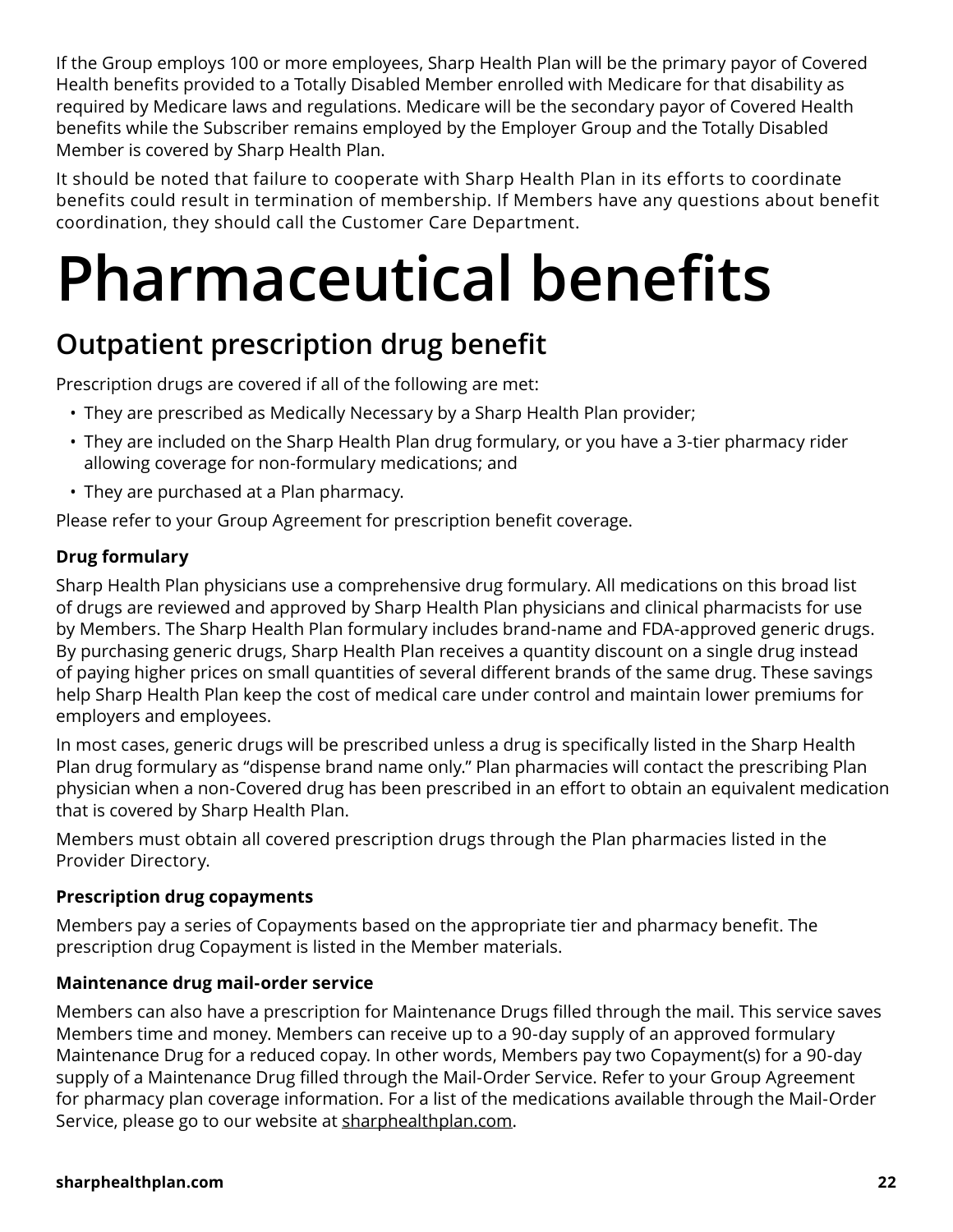If the Group employs 100 or more employees, Sharp Health Plan will be the primary payor of Covered Health benefits provided to a Totally Disabled Member enrolled with Medicare for that disability as required by Medicare laws and regulations. Medicare will be the secondary payor of Covered Health benefits while the Subscriber remains employed by the Employer Group and the Totally Disabled Member is covered by Sharp Health Plan.

It should be noted that failure to cooperate with Sharp Health Plan in its efforts to coordinate benefits could result in termination of membership. If Members have any questions about benefit coordination, they should call the Customer Care Department.

# Pharmaceutical benefits

## Outpatient prescription drug benefit

Prescription drugs are covered if all of the following are met:

- They are prescribed as Medically Necessary by a Sharp Health Plan provider;
- They are included on the Sharp Health Plan drug formulary, or you have a 3-tier pharmacy rider allowing coverage for non-formulary medications; and
- They are purchased at a Plan pharmacy.

Please refer to your Group Agreement for prescription benefit coverage.

**Drug formulary**

Sharp Health Plan physicians use a comprehensive drug formulary. All medications on this broad list of drugs are reviewed and approved by Sharp Health Plan physicians and clinical pharmacists for use by Members. The Sharp Health Plan formulary includes brand-name and FDA-approved generic drugs. By purchasing generic drugs, Sharp Health Plan receives a quantity discount on a single drug instead of paying higher prices on small quantities of several different brands of the same drug. These savings help Sharp Health Plan keep the cost of medical care under control and maintain lower premiums for employers and employees.

In most cases, generic drugs will be prescribed unless a drug is specifically listed in the Sharp Health Plan drug formulary as "dispense brand name only." Plan pharmacies will contact the prescribing Plan physician when a non-Covered drug has been prescribed in an effort to obtain an equivalent medication that is covered by Sharp Health Plan.

Members must obtain all covered prescription drugs through the Plan pharmacies listed in the Provider Directory.

**Prescription drug copayments**

Members pay a series of Copayments based on the appropriate tier and pharmacy benefit. The prescription drug Copayment is listed in the Member materials.

**Maintenance drug mail-order service**

Members can also have a prescription for Maintenance Drugs filled through the mail. This service saves Members time and money. Members can receive up to a 90-day supply of an approved formulary Maintenance Drug for a reduced copay. In other words, Members pay two Copayment(s) for a 90-day supply of a Maintenance Drug filled through the Mail-Order Service. Refer to your Group Agreement for pharmacy plan coverage information. For a list of the medications available through the Mail-Order Service, please go to our website at sharphealthplan.com.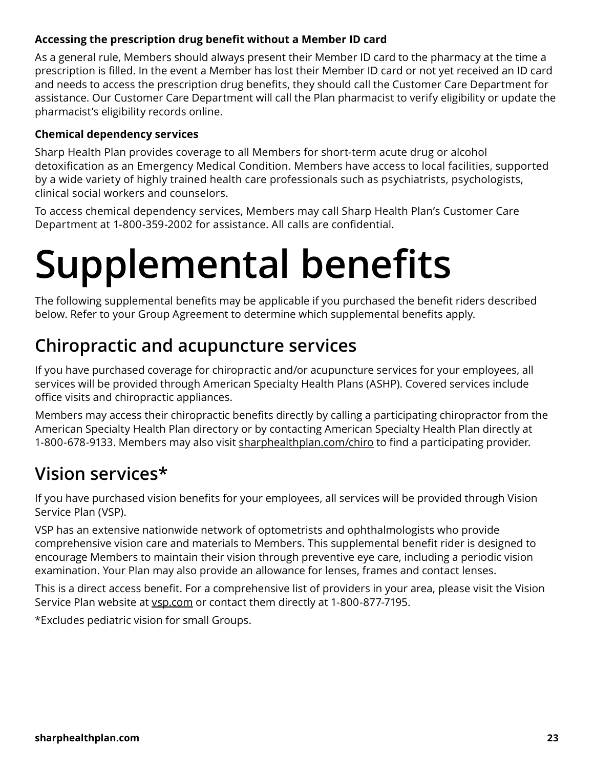**Accessing the prescription drug benefit without a Member ID card**

As a general rule, Members should always present their Member ID card to the pharmacy at the time a prescription is filled. In the event a Member has lost their Member ID card or not yet received an ID card and needs to access the prescription drug benefits, they should call the Customer Care Department for assistance. Our Customer Care Department will call the Plan pharmacist to verify eligibility or update the pharmacist's eligibility records online.

**Chemical dependency services**

Sharp Health Plan provides coverage to all Members for short-term acute drug or alcohol detoxification as an Emergency Medical Condition. Members have access to local facilities, supported by a wide variety of highly trained health care professionals such as psychiatrists, psychologists, clinical social workers and counselors.

To access chemical dependency services, Members may call Sharp Health Plan's Customer Care Department at 1-800-359-2002 for assistance. All calls are confidential.

# Supplemental benefits

The following supplemental benefits may be applicable if you purchased the benefit riders described below. Refer to your Group Agreement to determine which supplemental benefits apply.

## Chiropractic and acupuncture services

If you have purchased coverage for chiropractic and/or acupuncture services for your employees, all services will be provided through American Specialty Health Plans (ASHP). Covered services include office visits and chiropractic appliances.

Members may access their chiropractic benefits directly by calling a participating chiropractor from the American Specialty Health Plan directory or by contacting American Specialty Health Plan directly at 1-800-678-9133. Members may also visit sharphealthplan.com/chiro to find a participating provider.

## Vision services*

If you have purchased vision benefits for your employees, all services will be provided through Vision Service Plan (VSP).

VSP has an extensive nationwide network of optometrists and ophthalmologists who provide comprehensive vision care and materials to Members. This supplemental benefit rider is designed to encourage Members to maintain their vision through preventive eye care, including a periodic vision examination. Your Plan may also provide an allowance for lenses, frames and contact lenses.

This is a direct access benefit. For a comprehensive list of providers in your area, please visit the Vision Service Plan website at vsp.com or contact them directly at 1-800-877-7195.

*Excludes pediatric vision for small Groups.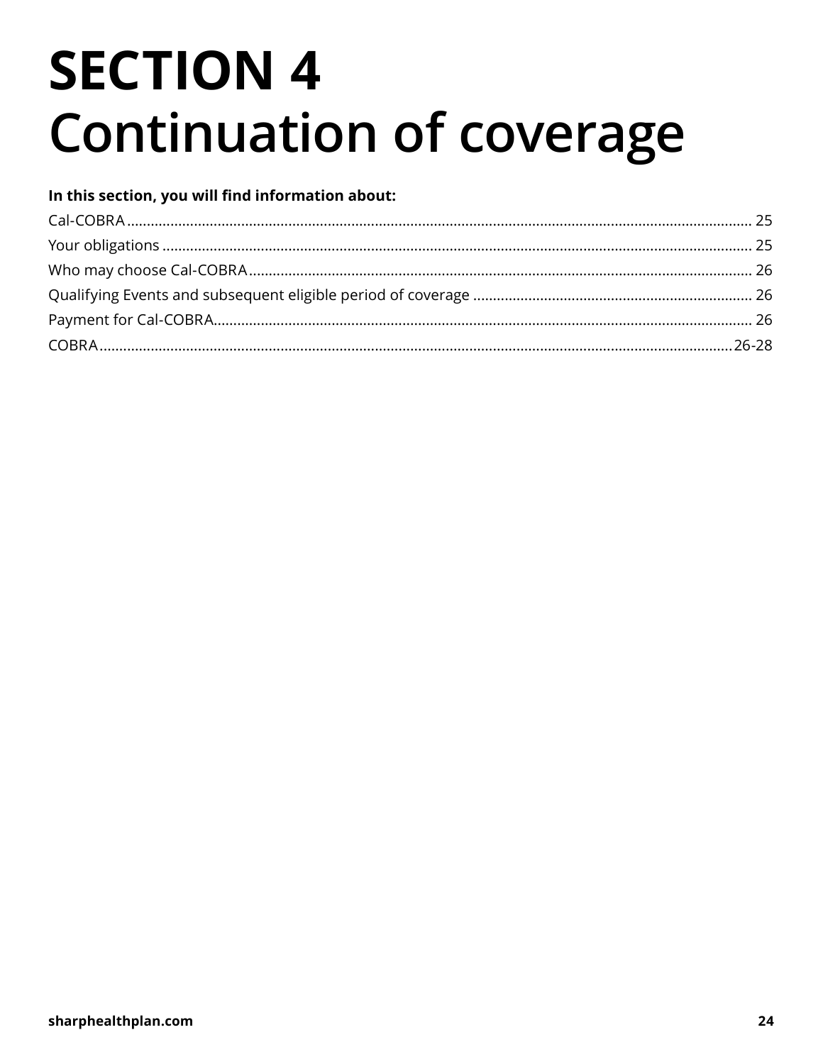# SECTION 4
# Continuation of coverage

**In this section, you will find information about:**

| Topic | Page |
| --- | --- |
| Cal-COBRA | 25 |
| Your obligations | 25 |
| Who may choose Cal-COBRA | 26 |
| Qualifying Events and subsequent eligible period of coverage | 26 |
| Payment for Cal-COBRA | 26 |
| COBRA | 26-28 |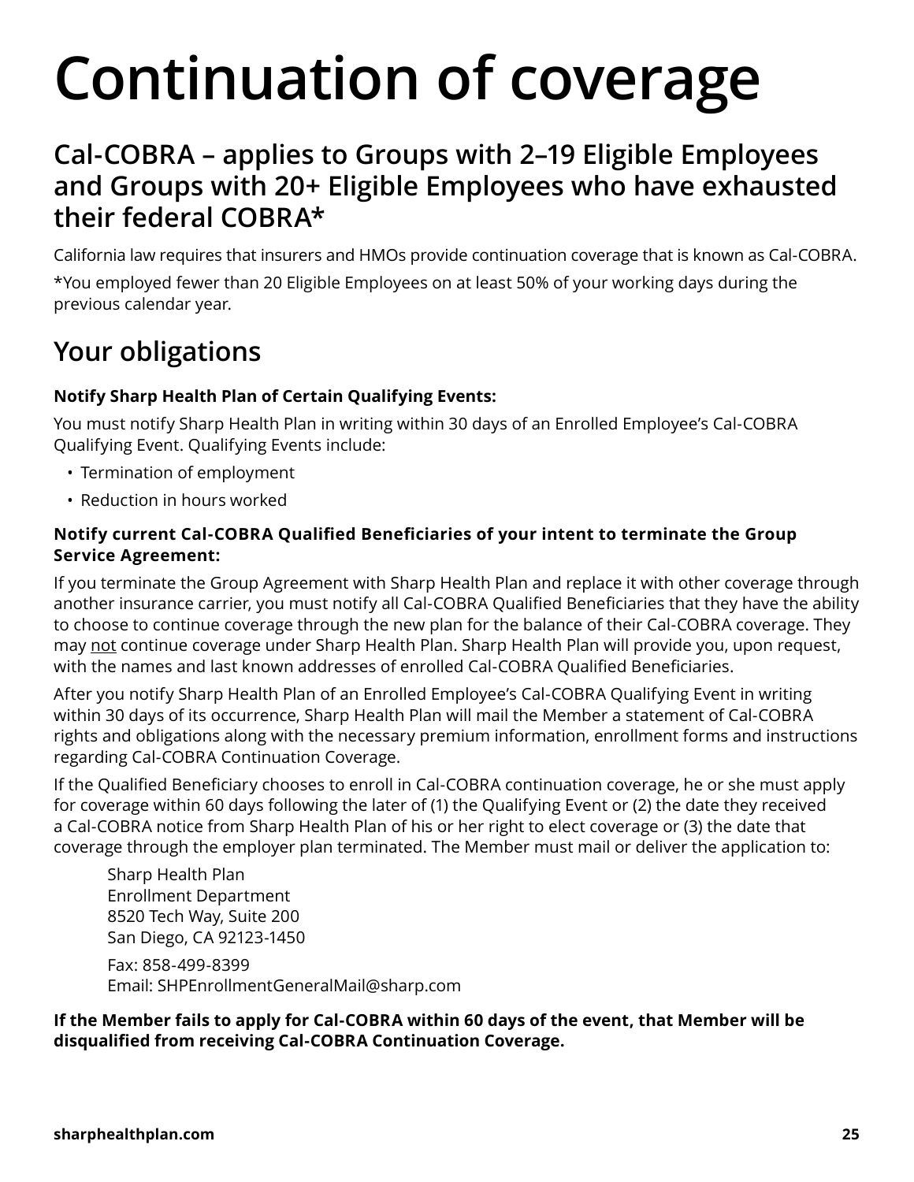# Continuation of coverage

## Cal-COBRA – applies to Groups with 2–19 Eligible Employees and Groups with 20+ Eligible Employees who have exhausted their federal COBRA*

California law requires that insurers and HMOs provide continuation coverage that is known as Cal-COBRA.

*You employed fewer than 20 Eligible Employees on at least 50% of your working days during the previous calendar year.

## Your obligations

**Notify Sharp Health Plan of Certain Qualifying Events:**

You must notify Sharp Health Plan in writing within 30 days of an Enrolled Employee's Cal-COBRA Qualifying Event. Qualifying Events include:

- Termination of employment
- Reduction in hours worked

**Notify current Cal-COBRA Qualified Beneficiaries of your intent to terminate the Group Service Agreement:**

If you terminate the Group Agreement with Sharp Health Plan and replace it with other coverage through another insurance carrier, you must notify all Cal-COBRA Qualified Beneficiaries that they have the ability to choose to continue coverage through the new plan for the balance of their Cal-COBRA coverage. They may <u>not</u> continue coverage under Sharp Health Plan. Sharp Health Plan will provide you, upon request, with the names and last known addresses of enrolled Cal-COBRA Qualified Beneficiaries.

After you notify Sharp Health Plan of an Enrolled Employee's Cal-COBRA Qualifying Event in writing within 30 days of its occurrence, Sharp Health Plan will mail the Member a statement of Cal-COBRA rights and obligations along with the necessary premium information, enrollment forms and instructions regarding Cal-COBRA Continuation Coverage.

If the Qualified Beneficiary chooses to enroll in Cal-COBRA continuation coverage, he or she must apply for coverage within 60 days following the later of (1) the Qualifying Event or (2) the date they received a Cal-COBRA notice from Sharp Health Plan of his or her right to elect coverage or (3) the date that coverage through the employer plan terminated. The Member must mail or deliver the application to:

> Sharp Health Plan
> Enrollment Department
> 8520 Tech Way, Suite 200
> San Diego, CA 92123-1450
>
> Fax: 858-499-8399
> Email: SHPEnrollmentGeneralMail@sharp.com

**If the Member fails to apply for Cal-COBRA within 60 days of the event, that Member will be disqualified from receiving Cal-COBRA Continuation Coverage.**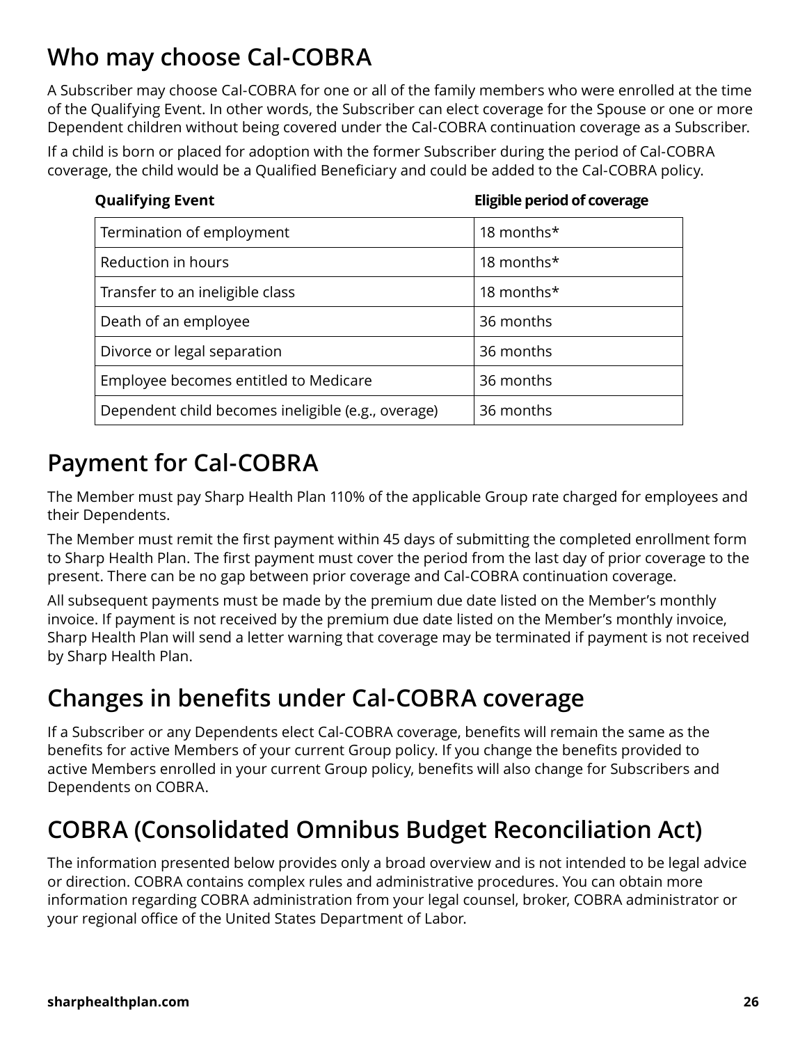## Who may choose Cal-COBRA

A Subscriber may choose Cal-COBRA for one or all of the family members who were enrolled at the time of the Qualifying Event. In other words, the Subscriber can elect coverage for the Spouse or one or more Dependent children without being covered under the Cal-COBRA continuation coverage as a Subscriber.

If a child is born or placed for adoption with the former Subscriber during the period of Cal-COBRA coverage, the child would be a Qualified Beneficiary and could be added to the Cal-COBRA policy.

| Qualifying Event | Eligible period of coverage |
|---|---|
| Termination of employment | 18 months* |
| Reduction in hours | 18 months* |
| Transfer to an ineligible class | 18 months* |
| Death of an employee | 36 months |
| Divorce or legal separation | 36 months |
| Employee becomes entitled to Medicare | 36 months |
| Dependent child becomes ineligible (e.g., overage) | 36 months |

## Payment for Cal-COBRA

The Member must pay Sharp Health Plan 110% of the applicable Group rate charged for employees and their Dependents.

The Member must remit the first payment within 45 days of submitting the completed enrollment form to Sharp Health Plan. The first payment must cover the period from the last day of prior coverage to the present. There can be no gap between prior coverage and Cal-COBRA continuation coverage.

All subsequent payments must be made by the premium due date listed on the Member's monthly invoice. If payment is not received by the premium due date listed on the Member's monthly invoice, Sharp Health Plan will send a letter warning that coverage may be terminated if payment is not received by Sharp Health Plan.

## Changes in benefits under Cal-COBRA coverage

If a Subscriber or any Dependents elect Cal-COBRA coverage, benefits will remain the same as the benefits for active Members of your current Group policy. If you change the benefits provided to active Members enrolled in your current Group policy, benefits will also change for Subscribers and Dependents on COBRA.

## COBRA (Consolidated Omnibus Budget Reconciliation Act)

The information presented below provides only a broad overview and is not intended to be legal advice or direction. COBRA contains complex rules and administrative procedures. You can obtain more information regarding COBRA administration from your legal counsel, broker, COBRA administrator or your regional office of the United States Department of Labor.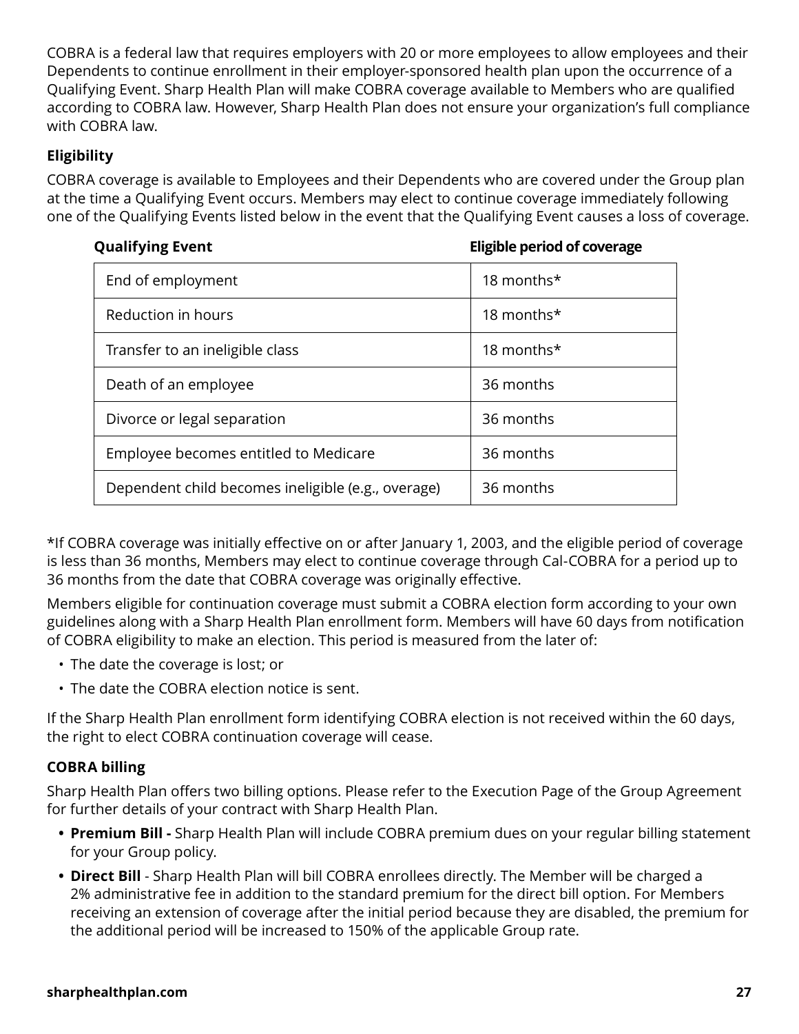COBRA is a federal law that requires employers with 20 or more employees to allow employees and their Dependents to continue enrollment in their employer-sponsored health plan upon the occurrence of a Qualifying Event. Sharp Health Plan will make COBRA coverage available to Members who are qualified according to COBRA law. However, Sharp Health Plan does not ensure your organization's full compliance with COBRA law.

### Eligibility

COBRA coverage is available to Employees and their Dependents who are covered under the Group plan at the time a Qualifying Event occurs. Members may elect to continue coverage immediately following one of the Qualifying Events listed below in the event that the Qualifying Event causes a loss of coverage.

| Qualifying Event | Eligible period of coverage |
| --- | --- |
| End of employment | 18 months* |
| Reduction in hours | 18 months* |
| Transfer to an ineligible class | 18 months* |
| Death of an employee | 36 months |
| Divorce or legal separation | 36 months |
| Employee becomes entitled to Medicare | 36 months |
| Dependent child becomes ineligible (e.g., overage) | 36 months |

*If COBRA coverage was initially effective on or after January 1, 2003, and the eligible period of coverage is less than 36 months, Members may elect to continue coverage through Cal-COBRA for a period up to 36 months from the date that COBRA coverage was originally effective.

Members eligible for continuation coverage must submit a COBRA election form according to your own guidelines along with a Sharp Health Plan enrollment form. Members will have 60 days from notification of COBRA eligibility to make an election. This period is measured from the later of:

- The date the coverage is lost; or
- The date the COBRA election notice is sent.

If the Sharp Health Plan enrollment form identifying COBRA election is not received within the 60 days, the right to elect COBRA continuation coverage will cease.

### COBRA billing

Sharp Health Plan offers two billing options. Please refer to the Execution Page of the Group Agreement for further details of your contract with Sharp Health Plan.

- **Premium Bill -** Sharp Health Plan will include COBRA premium dues on your regular billing statement for your Group policy.
- **Direct Bill** - Sharp Health Plan will bill COBRA enrollees directly. The Member will be charged a 2% administrative fee in addition to the standard premium for the direct bill option. For Members receiving an extension of coverage after the initial period because they are disabled, the premium for the additional period will be increased to 150% of the applicable Group rate.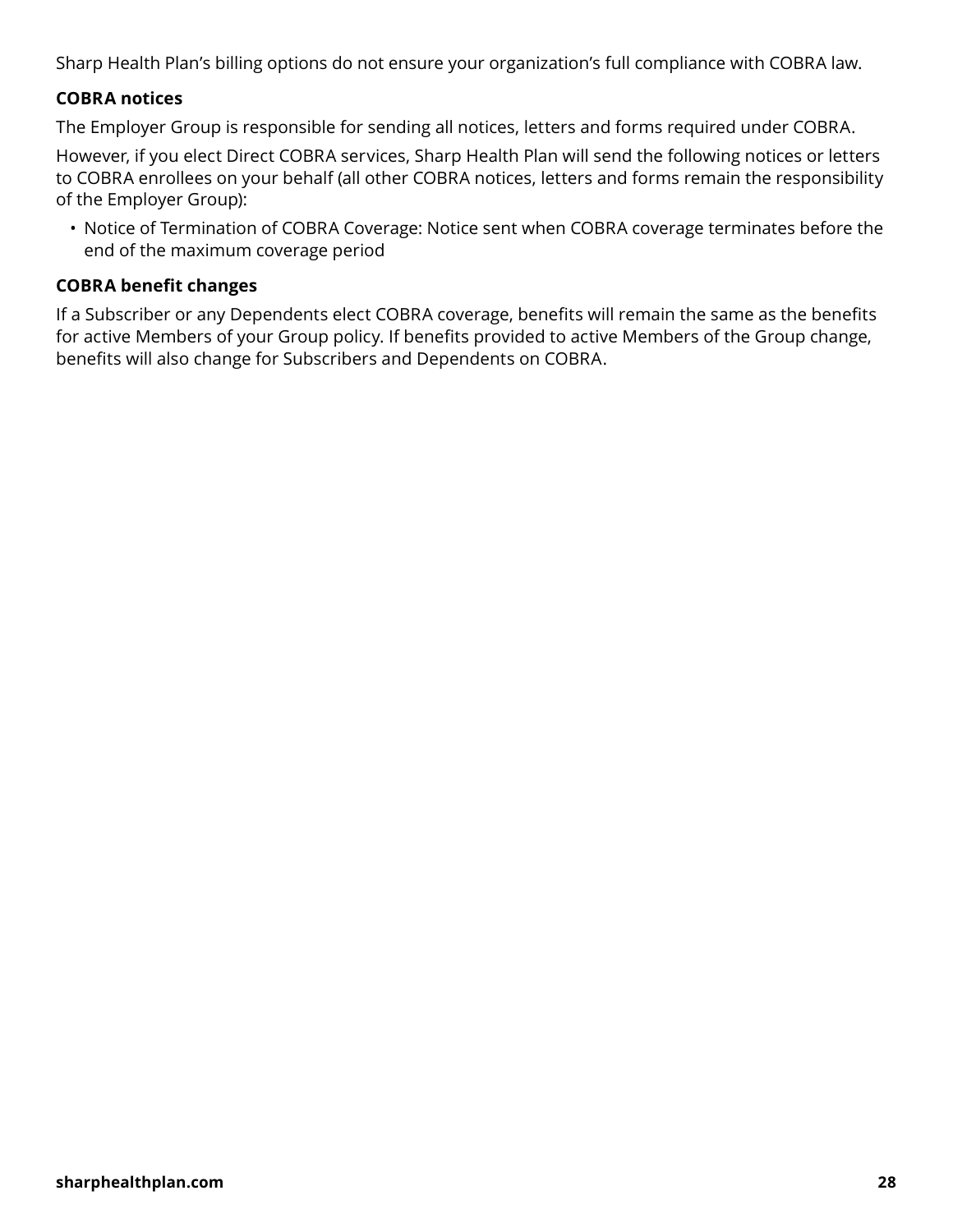Sharp Health Plan’s billing options do not ensure your organization’s full compliance with COBRA law.

### COBRA notices

The Employer Group is responsible for sending all notices, letters and forms required under COBRA.

However, if you elect Direct COBRA services, Sharp Health Plan will send the following notices or letters to COBRA enrollees on your behalf (all other COBRA notices, letters and forms remain the responsibility of the Employer Group):

- Notice of Termination of COBRA Coverage: Notice sent when COBRA coverage terminates before the end of the maximum coverage period

### COBRA benefit changes

If a Subscriber or any Dependents elect COBRA coverage, benefits will remain the same as the benefits for active Members of your Group policy. If benefits provided to active Members of the Group change, benefits will also change for Subscribers and Dependents on COBRA.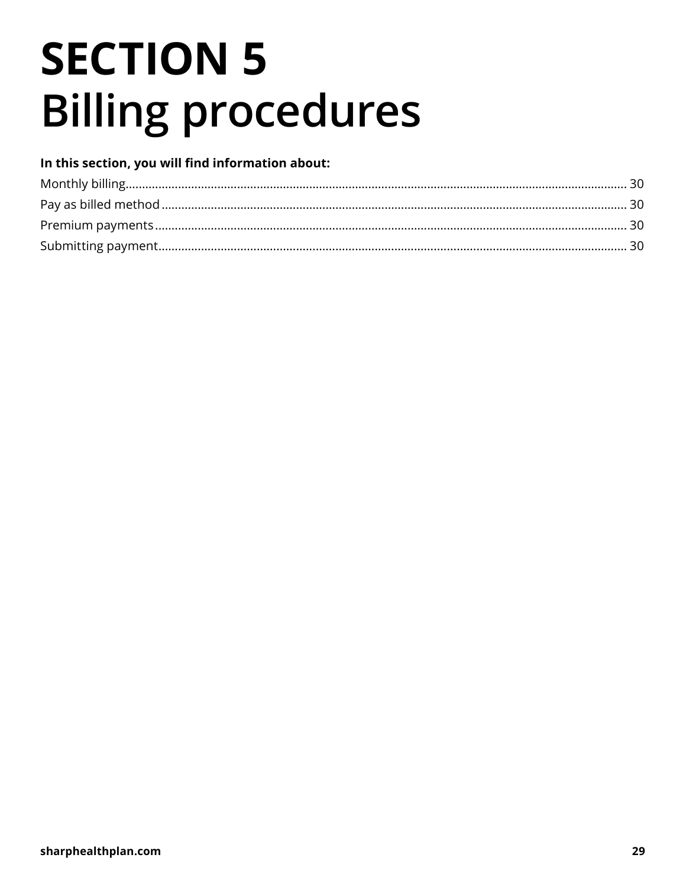# SECTION 5
# Billing procedures

**In this section, you will find information about:**

Monthly billing........................................................ 30
Pay as billed method................................................. 30
Premium payments.................................................... 30
Submitting payment.................................................. 30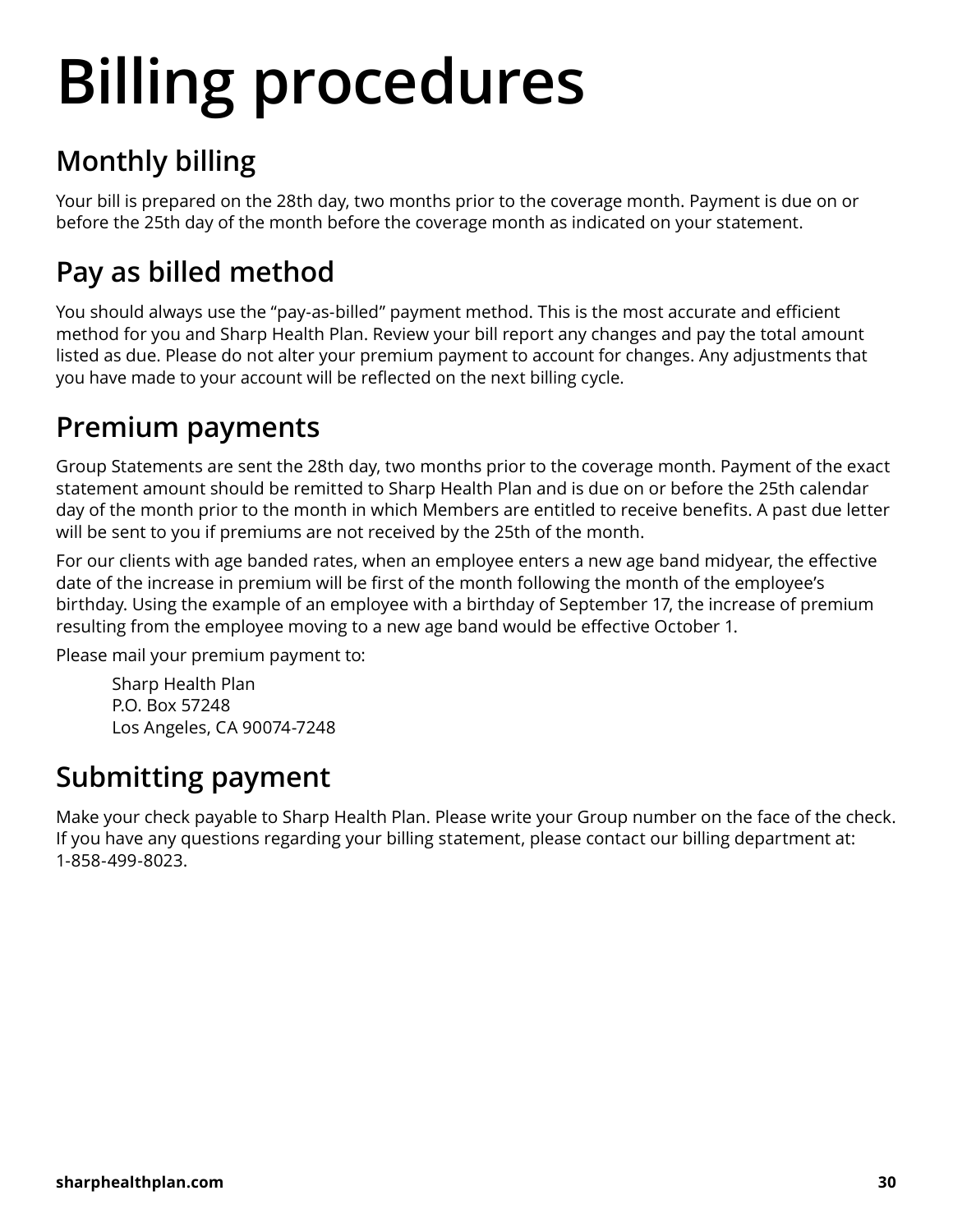# Billing procedures

## Monthly billing

Your bill is prepared on the 28th day, two months prior to the coverage month. Payment is due on or before the 25th day of the month before the coverage month as indicated on your statement.

## Pay as billed method

You should always use the "pay-as-billed" payment method. This is the most accurate and efficient method for you and Sharp Health Plan. Review your bill report any changes and pay the total amount listed as due. Please do not alter your premium payment to account for changes. Any adjustments that you have made to your account will be reflected on the next billing cycle.

## Premium payments

Group Statements are sent the 28th day, two months prior to the coverage month. Payment of the exact statement amount should be remitted to Sharp Health Plan and is due on or before the 25th calendar day of the month prior to the month in which Members are entitled to receive benefits. A past due letter will be sent to you if premiums are not received by the 25th of the month.

For our clients with age banded rates, when an employee enters a new age band midyear, the effective date of the increase in premium will be first of the month following the month of the employee's birthday. Using the example of an employee with a birthday of September 17, the increase of premium resulting from the employee moving to a new age band would be effective October 1.

Please mail your premium payment to:

Sharp Health Plan
P.O. Box 57248
Los Angeles, CA 90074-7248

## Submitting payment

Make your check payable to Sharp Health Plan. Please write your Group number on the face of the check. If you have any questions regarding your billing statement, please contact our billing department at: 1-858-499-8023.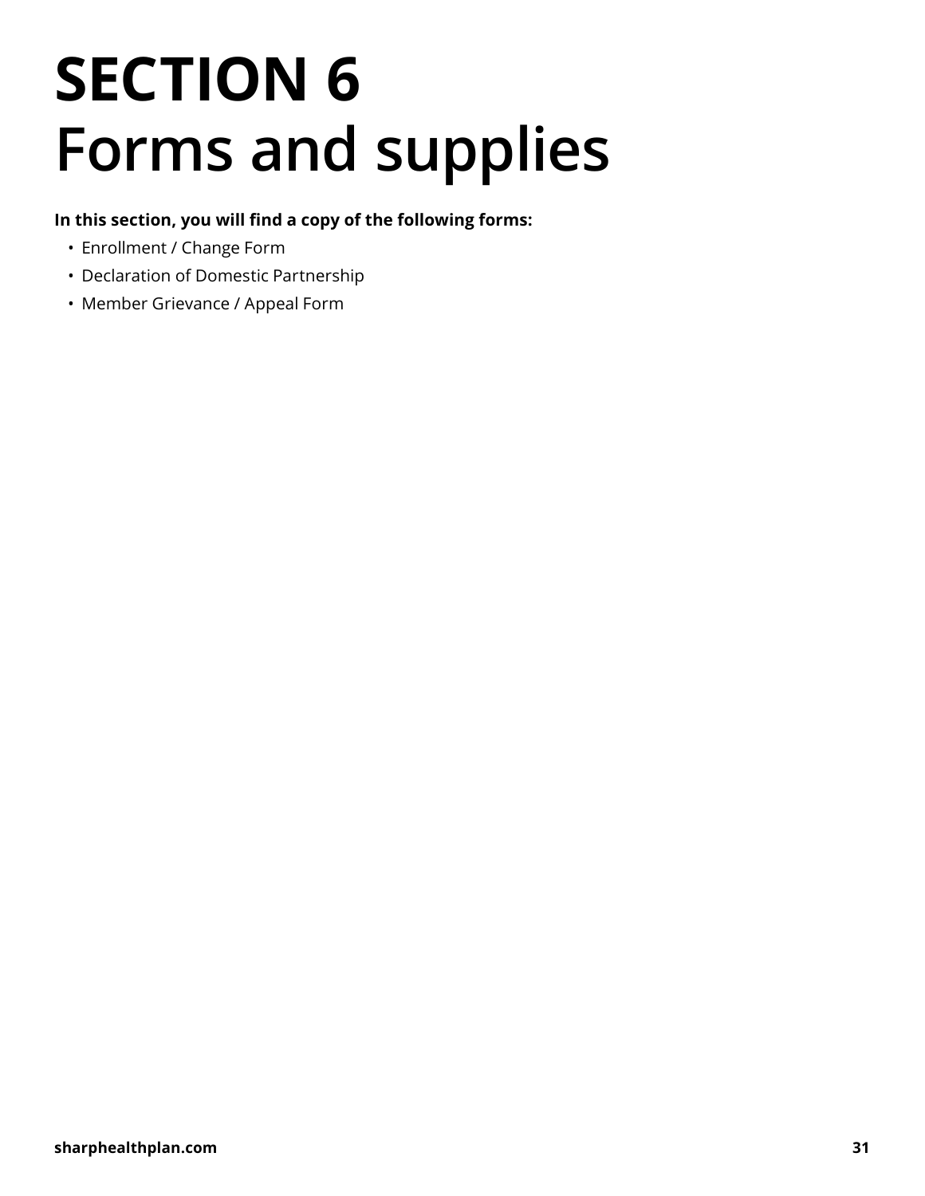# SECTION 6
# Forms and supplies

**In this section, you will find a copy of the following forms:**

- Enrollment / Change Form
- Declaration of Domestic Partnership
- Member Grievance / Appeal Form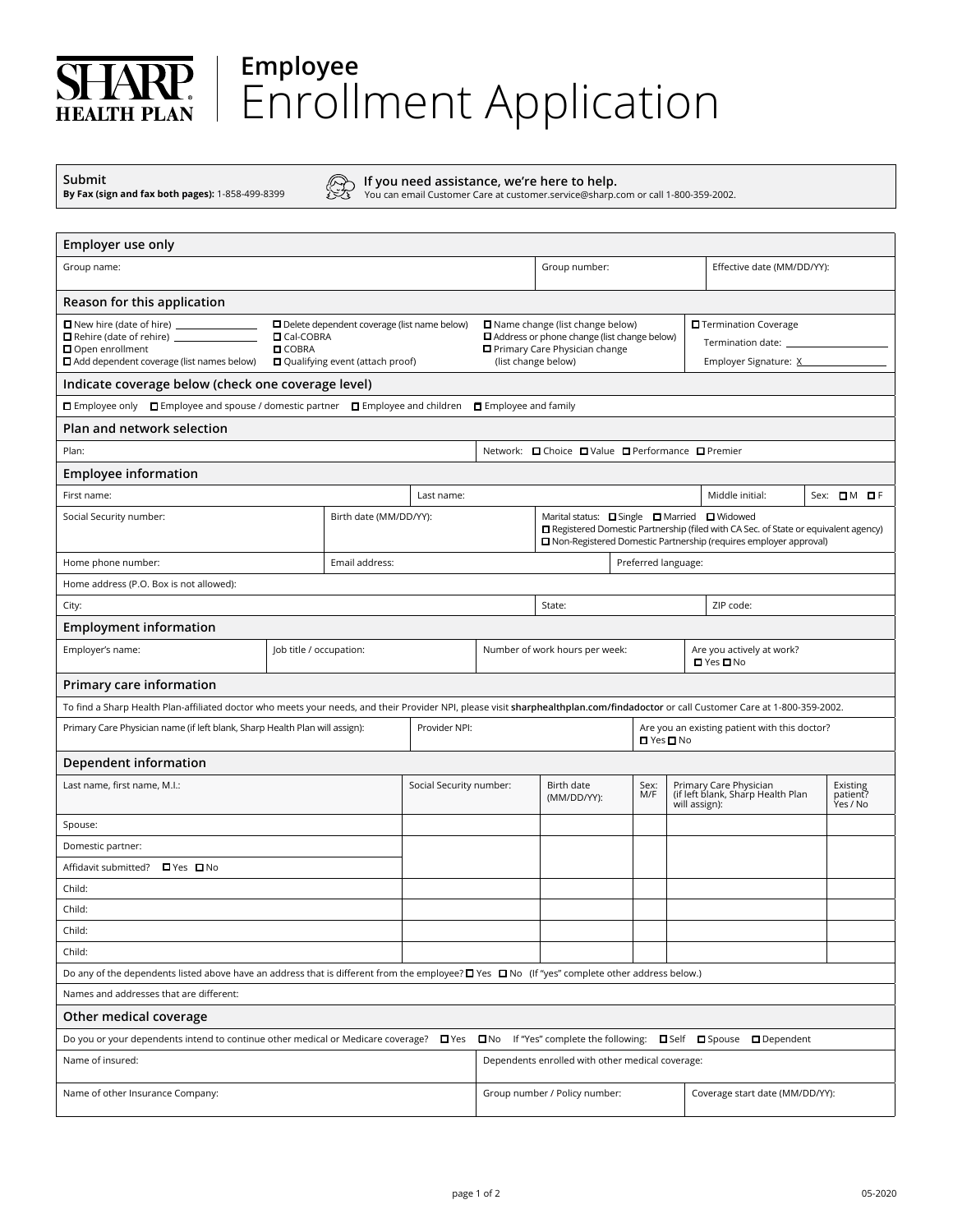# SHARP HEALTH PLAN | Employee Enrollment Application

**Submit**
**By Fax (sign and fax both pages):** 1-858-499-8399

**If you need assistance, we're here to help.**
You can email Customer Care at customer.service@sharp.com or call 1-800-359-2002.

## Employer use only

| Group name: | Group number: | Effective date (MM/DD/YY): |
|---|---|---|
| | | |

## Reason for this application

- ☐ New hire (date of hire) ________
- ☐ Rehire (date of rehire) ________
- ☐ Open enrollment
- ☐ Add dependent coverage (list names below)
- ☐ Delete dependent coverage (list name below)
- ☐ Cal-COBRA
- ☐ COBRA
- ☐ Qualifying event (attach proof)
- ☐ Name change (list change below)
- ☐ Address or phone change (list change below)
- ☐ Primary Care Physician change (list change below)
- ☐ Termination Coverage
  - Termination date: ________
  - Employer Signature: X________

## Indicate coverage below (check one coverage level)

☐ Employee only ☐ Employee and spouse / domestic partner ☐ Employee and children ☐ Employee and family

## Plan and network selection

| Plan: | Network: ☐ Choice ☐ Value ☐ Performance ☐ Premier |
|---|---|
| | |

## Employee information

| First name: | Last name: | Middle initial: | Sex: ☐ M ☐ F |
|---|---|---|---|
| | | | |

| Social Security number: | Birth date (MM/DD/YY): | Marital status: ☐ Single ☐ Married ☐ Widowed ☐ Registered Domestic Partnership (filed with CA Sec. of State or equivalent agency) ☐ Non-Registered Domestic Partnership (requires employer approval) |
|---|---|---|
| | | |

| Home phone number: | Email address: | Preferred language: |
|---|---|---|
| | | |

Home address (P.O. Box is not allowed):

| City: | State: | ZIP code: |
|---|---|---|
| | | |

## Employment information

| Employer's name: | Job title / occupation: | Number of work hours per week: | Are you actively at work? ☐ Yes ☐ No |
|---|---|---|---|
| | | | |

## Primary care information

To find a Sharp Health Plan-affiliated doctor who meets your needs, and their Provider NPI, please visit **sharphealthplan.com/findadoctor** or call Customer Care at 1-800-359-2002.

| Primary Care Physician name (if left blank, Sharp Health Plan will assign): | Provider NPI: | Are you an existing patient with this doctor? ☐ Yes ☐ No |
|---|---|---|
| | | |

## Dependent information

| Last name, first name, M.I.: | Social Security number: | Birth date (MM/DD/YY): | Sex: M/F | Primary Care Physician (if left blank, Sharp Health Plan will assign): | Existing patient? Yes / No |
|---|---|---|---|---|---|
| Spouse: | | | | | |
| Domestic partner: | | | | | |
| Affidavit submitted? ☐ Yes ☐ No | | | | | |
| Child: | | | | | |
| Child: | | | | | |
| Child: | | | | | |
| Child: | | | | | |

Do any of the dependents listed above have an address that is different from the employee? ☐ Yes ☐ No (If "yes" complete other address below.)

Names and addresses that are different:

## Other medical coverage

Do you or your dependents intend to continue other medical or Medicare coverage? ☐ Yes ☐ No If "Yes" complete the following: ☐ Self ☐ Spouse ☐ Dependent

| Name of insured: | Dependents enrolled with other medical coverage: | |
|---|---|---|
| Name of other Insurance Company: | Group number / Policy number: | Coverage start date (MM/DD/YY): |

05-2020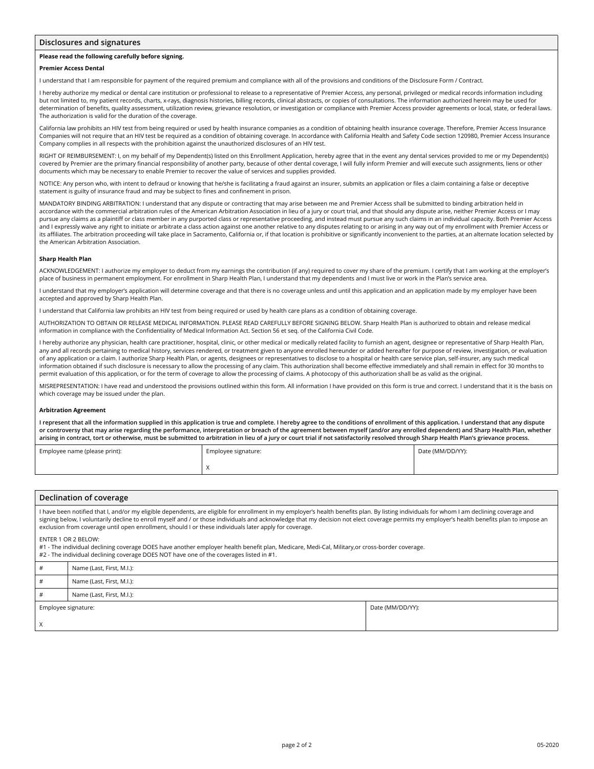## Disclosures and signatures

**Please read the following carefully before signing.**

**Premier Access Dental**

I understand that I am responsible for payment of the required premium and compliance with all of the provisions and conditions of the Disclosure Form / Contract.

I hereby authorize my medical or dental care institution or professional to release to a representative of Premier Access, any personal, privileged or medical records information including but not limited to, my patient records, charts, x-rays, diagnosis histories, billing records, clinical abstracts, or copies of consultations. The information authorized herein may be used for determination of benefits, quality assessment, utilization review, grievance resolution, or investigation or compliance with Premier Access provider agreements or local, state, or federal laws. The authorization is valid for the duration of the coverage.

California law prohibits an HIV test from being required or used by health insurance companies as a condition of obtaining health insurance coverage. Therefore, Premier Access Insurance Companies will not require that an HIV test be required as a condition of obtaining coverage. In accordance with California Health and Safety Code section 120980, Premier Access Insurance Company complies in all respects with the prohibition against the unauthorized disclosures of an HIV test.

RIGHT OF REIMBURSEMENT: I, on my behalf of my Dependent(s) listed on this Enrollment Application, hereby agree that in the event any dental services provided to me or my Dependent(s) covered by Premier are the primary financial responsibility of another party, because of other dental coverage, I will fully inform Premier and will execute such assignments, liens or other documents which may be necessary to enable Premier to recover the value of services and supplies provided.

NOTICE: Any person who, with intent to defraud or knowing that he/she is facilitating a fraud against an insurer, submits an application or files a claim containing a false or deceptive statement is guilty of insurance fraud and may be subject to fines and confinement in prison.

MANDATORY BINDING ARBITRATION: I understand that any dispute or contracting that may arise between me and Premier Access shall be submitted to binding arbitration held in accordance with the commercial arbitration rules of the American Arbitration Association in lieu of a jury or court trial, and that should any dispute arise, neither Premier Access or I may pursue any claims as a plaintiff or class member in any purported class or representative proceeding, and instead must pursue any such claims in an individual capacity. Both Premier Access and I expressly waive any right to initiate or arbitrate a class action against one another relative to any disputes relating to or arising in any way out of my enrollment with Premier Access or its affiliates. The arbitration proceeding will take place in Sacramento, California or, if that location is prohibitive or significantly inconvenient to the parties, at an alternate location selected by the American Arbitration Association.

**Sharp Health Plan**

ACKNOWLEDGEMENT: I authorize my employer to deduct from my earnings the contribution (if any) required to cover my share of the premium. I certify that I am working at the employer's place of business in permanent employment. For enrollment in Sharp Health Plan, I understand that my dependents and I must live or work in the Plan's service area.

I understand that my employer's application will determine coverage and that there is no coverage unless and until this application and an application made by my employer have been accepted and approved by Sharp Health Plan.

I understand that California law prohibits an HIV test from being required or used by health care plans as a condition of obtaining coverage.

AUTHORIZATION TO OBTAIN OR RELEASE MEDICAL INFORMATION. PLEASE READ CAREFULLY BEFORE SIGNING BELOW. Sharp Health Plan is authorized to obtain and release medical information in compliance with the Confidentiality of Medical Information Act. Section 56 et seq. of the California Civil Code.

I hereby authorize any physician, health care practitioner, hospital, clinic, or other medical or medically related facility to furnish an agent, designee or representative of Sharp Health Plan, any and all records pertaining to medical history, services rendered, or treatment given to anyone enrolled hereunder or added hereafter for purpose of review, investigation, or evaluation of any application or a claim. I authorize Sharp Health Plan, or agents, designees or representatives to disclose to a hospital or health care service plan, self-insurer, any such medical information obtained if such disclosure is necessary to allow the processing of any claim. This authorization shall become effective immediately and shall remain in effect for 30 months to permit evaluation of this application, or for the term of coverage to allow the processing of claims. A photocopy of this authorization shall be as valid as the original.

MISREPRESENTATION: I have read and understood the provisions outlined within this form. All information I have provided on this form is true and correct. I understand that it is the basis on which coverage may be issued under the plan.

**Arbitration Agreement**

**I represent that all the information supplied in this application is true and complete. I hereby agree to the conditions of enrollment of this application. I understand that any dispute or controversy that may arise regarding the performance, interpretation or breach of the agreement between myself (and/or any enrolled dependent) and Sharp Health Plan, whether arising in contract, tort or otherwise, must be submitted to arbitration in lieu of a jury or court trial if not satisfactorily resolved through Sharp Health Plan's grievance process.**

| Employee name (please print): | Employee signature: | Date (MM/DD/YY): |
|---|---|---|
| | X | |

## Declination of coverage

I have been notified that I, and/or my eligible dependents, are eligible for enrollment in my employer's health benefits plan. By listing individuals for whom I am declining coverage and signing below, I voluntarily decline to enroll myself and / or those individuals and acknowledge that my decision not elect coverage permits my employer's health benefits plan to impose an exclusion from coverage until open enrollment, should I or these individuals later apply for coverage.

ENTER 1 OR 2 BELOW:
#1 - The individual declining coverage DOES have another employer health benefit plan, Medicare, Medi-Cal, Military,or cross-border coverage.
#2 - The individual declining coverage DOES NOT have one of the coverages listed in #1.

| # | Name (Last, First, M.I.): |
|---|---|
| # | Name (Last, First, M.I.): |
| # | Name (Last, First, M.I.): |

| Employee signature: | Date (MM/DD/YY): |
|---|---|
| X | |

05-2020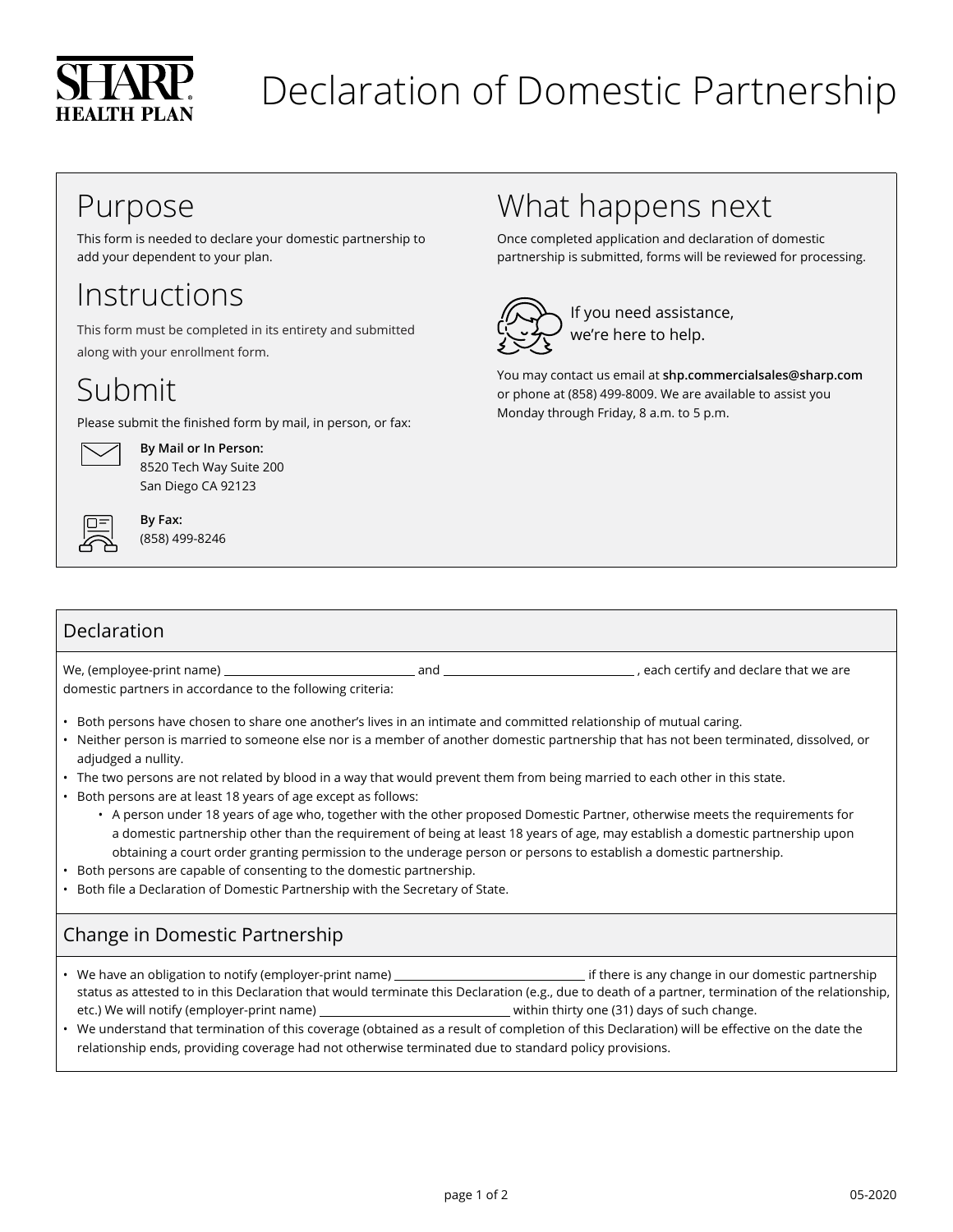SHARP HEALTH PLAN

# Declaration of Domestic Partnership

## Purpose

This form is needed to declare your domestic partnership to add your dependent to your plan.

## Instructions

This form must be completed in its entirety and submitted along with your enrollment form.

## Submit

Please submit the finished form by mail, in person, or fax:

**By Mail or In Person:**
8520 Tech Way Suite 200
San Diego CA 92123

**By Fax:**
(858) 499-8246

## What happens next

Once completed application and declaration of domestic partnership is submitted, forms will be reviewed for processing.

If you need assistance, we're here to help.

You may contact us email at **shp.commercialsales@sharp.com** or phone at (858) 499-8009. We are available to assist you Monday through Friday, 8 a.m. to 5 p.m.

## Declaration

We, (employee-print name) ______________________________ and ______________________________ , each certify and declare that we are domestic partners in accordance to the following criteria:

- Both persons have chosen to share one another's lives in an intimate and committed relationship of mutual caring.
- Neither person is married to someone else nor is a member of another domestic partnership that has not been terminated, dissolved, or adjudged a nullity.
- The two persons are not related by blood in a way that would prevent them from being married to each other in this state.
- Both persons are at least 18 years of age except as follows:
  - A person under 18 years of age who, together with the other proposed Domestic Partner, otherwise meets the requirements for a domestic partnership other than the requirement of being at least 18 years of age, may establish a domestic partnership upon obtaining a court order granting permission to the underage person or persons to establish a domestic partnership.
- Both persons are capable of consenting to the domestic partnership.
- Both file a Declaration of Domestic Partnership with the Secretary of State.

## Change in Domestic Partnership

- We have an obligation to notify (employer-print name) ______________________________ if there is any change in our domestic partnership status as attested to in this Declaration that would terminate this Declaration (e.g., due to death of a partner, termination of the relationship, etc.) We will notify (employer-print name) ______________________________ within thirty one (31) days of such change.
- We understand that termination of this coverage (obtained as a result of completion of this Declaration) will be effective on the date the relationship ends, providing coverage had not otherwise terminated due to standard policy provisions.

05-2020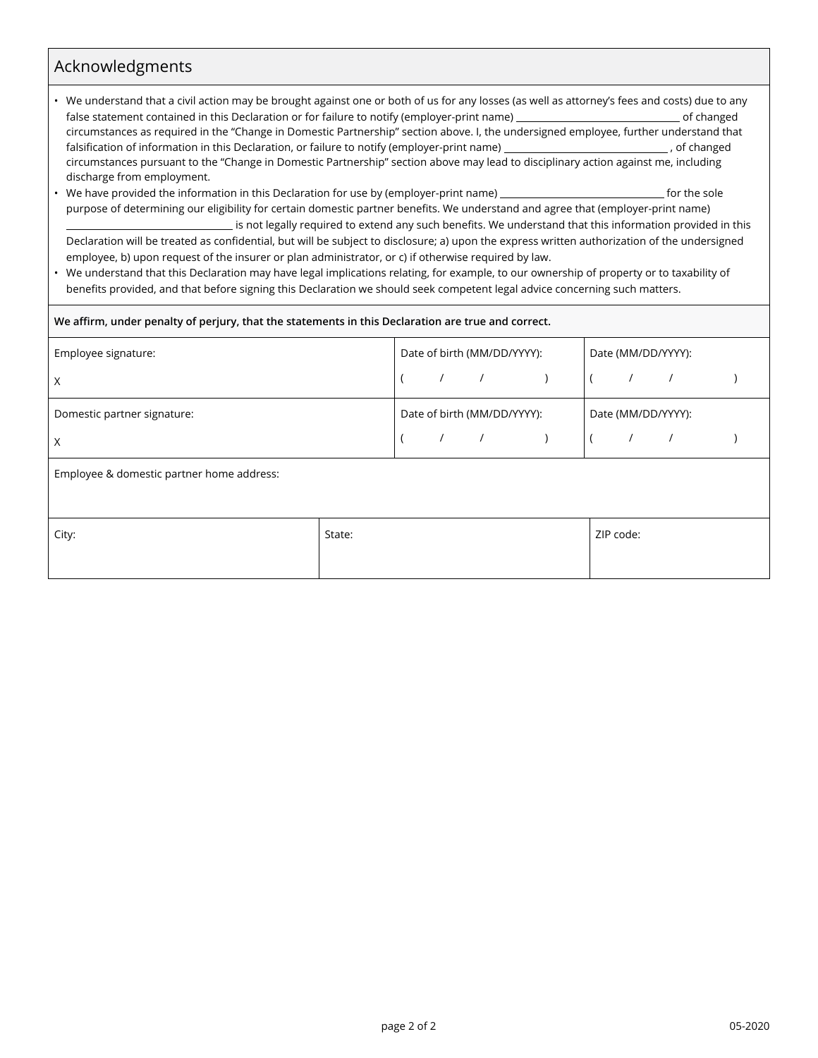## Acknowledgments

- We understand that a civil action may be brought against one or both of us for any losses (as well as attorney's fees and costs) due to any false statement contained in this Declaration or for failure to notify (employer-print name) ______________________ of changed circumstances as required in the "Change in Domestic Partnership" section above. I, the undersigned employee, further understand that falsification of information in this Declaration, or failure to notify (employer-print name) ______________________ , of changed circumstances pursuant to the "Change in Domestic Partnership" section above may lead to disciplinary action against me, including discharge from employment.
- We have provided the information in this Declaration for use by (employer-print name) ______________________ for the sole purpose of determining our eligibility for certain domestic partner benefits. We understand and agree that (employer-print name) ______________________ is not legally required to extend any such benefits. We understand that this information provided in this Declaration will be treated as confidential, but will be subject to disclosure; a) upon the express written authorization of the undersigned employee, b) upon request of the insurer or plan administrator, or c) if otherwise required by law.
- We understand that this Declaration may have legal implications relating, for example, to our ownership of property or to taxability of benefits provided, and that before signing this Declaration we should seek competent legal advice concerning such matters.

**We affirm, under penalty of perjury, that the statements in this Declaration are true and correct.**

| Employee signature: | Date of birth (MM/DD/YYYY): | Date (MM/DD/YYYY): |
|---|---|---|
| X | (   /   /   ) | (   /   /   ) |
| **Domestic partner signature:** | **Date of birth (MM/DD/YYYY):** | **Date (MM/DD/YYYY):** |
| X | (   /   /   ) | (   /   /   ) |

Employee & domestic partner home address:

| City: | State: | ZIP code: |
|---|---|---|
| | | |

05-2020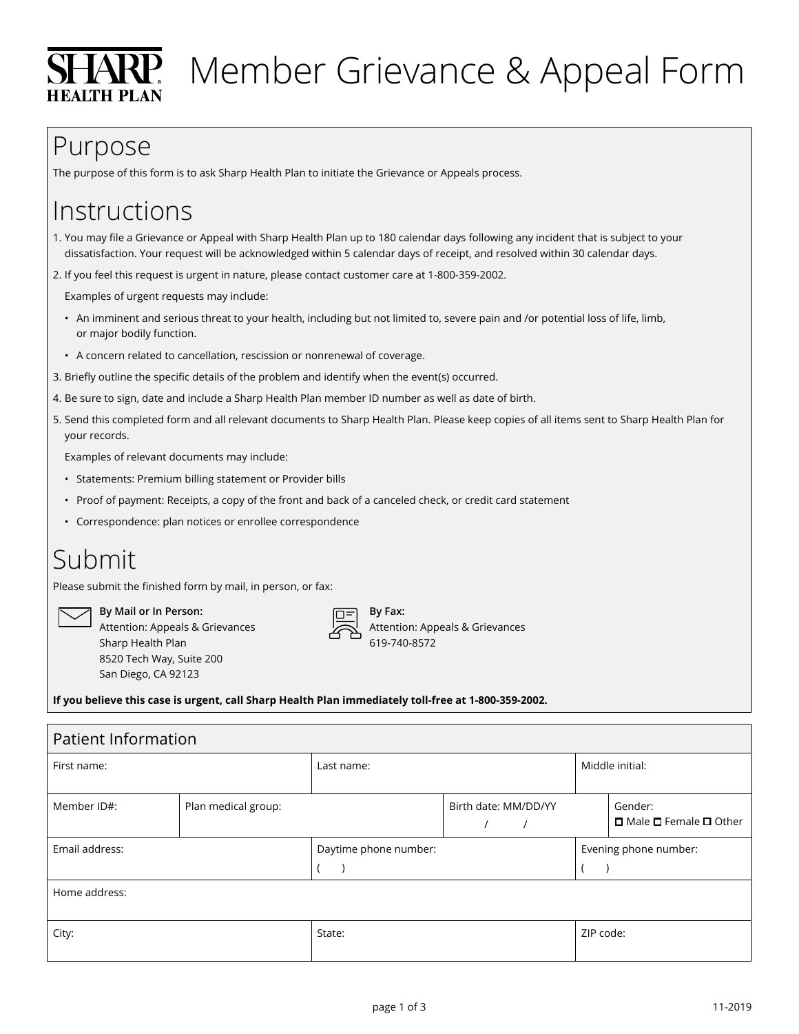# SHARP HEALTH PLAN Member Grievance & Appeal Form

## Purpose

The purpose of this form is to ask Sharp Health Plan to initiate the Grievance or Appeals process.

## Instructions

1. You may file a Grievance or Appeal with Sharp Health Plan up to 180 calendar days following any incident that is subject to your dissatisfaction. Your request will be acknowledged within 5 calendar days of receipt, and resolved within 30 calendar days.
2. If you feel this request is urgent in nature, please contact customer care at 1-800-359-2002.

   Examples of urgent requests may include:

   - An imminent and serious threat to your health, including but not limited to, severe pain and /or potential loss of life, limb, or major bodily function.
   - A concern related to cancellation, rescission or nonrenewal of coverage.
3. Briefly outline the specific details of the problem and identify when the event(s) occurred.
4. Be sure to sign, date and include a Sharp Health Plan member ID number as well as date of birth.
5. Send this completed form and all relevant documents to Sharp Health Plan. Please keep copies of all items sent to Sharp Health Plan for your records.

   Examples of relevant documents may include:

   - Statements: Premium billing statement or Provider bills
   - Proof of payment: Receipts, a copy of the front and back of a canceled check, or credit card statement
   - Correspondence: plan notices or enrollee correspondence

## Submit

Please submit the finished form by mail, in person, or fax:

**By Mail or In Person:**
Attention: Appeals & Grievances
Sharp Health Plan
8520 Tech Way, Suite 200
San Diego, CA 92123

**By Fax:**
Attention: Appeals & Grievances
619-740-8572

**If you believe this case is urgent, call Sharp Health Plan immediately toll-free at 1-800-359-2002.**

## Patient Information

| First name: | | Last name: | Middle initial: |
|---|---|---|---|
| Member ID#: | Plan medical group: | Birth date: MM/DD/YY / / | Gender: ☐ Male ☐ Female ☐ Other |
| Email address: | | Daytime phone number: ( ) | Evening phone number: ( ) |
| Home address: | | | |
| City: | | State: | ZIP code: |

11-2019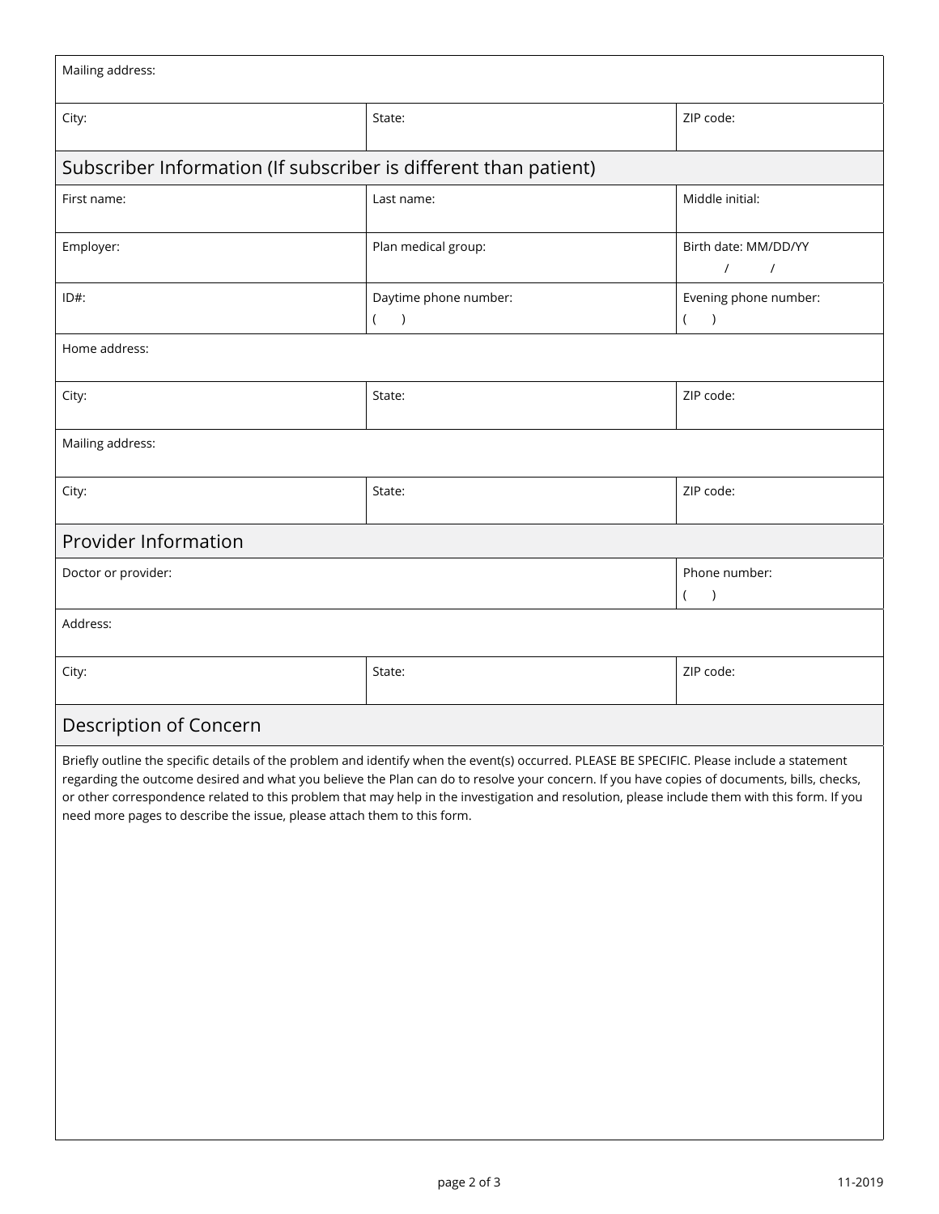| Mailing address: | | |
|---|---|---|
| City: | State: | ZIP code: |

## Subscriber Information (If subscriber is different than patient)

| First name: | Last name: | Middle initial: |
|---|---|---|
| Employer: | Plan medical group: | Birth date: MM/DD/YY / / |
| ID#: | Daytime phone number: ( ) | Evening phone number: ( ) |
| Home address: | | |
| City: | State: | ZIP code: |
| Mailing address: | | |
| City: | State: | ZIP code: |

## Provider Information

| Doctor or provider: | | Phone number: ( ) |
|---|---|---|
| Address: | | |
| City: | State: | ZIP code: |

## Description of Concern

Briefly outline the specific details of the problem and identify when the event(s) occurred. PLEASE BE SPECIFIC. Please include a statement regarding the outcome desired and what you believe the Plan can do to resolve your concern. If you have copies of documents, bills, checks, or other correspondence related to this problem that may help in the investigation and resolution, please include them with this form. If you need more pages to describe the issue, please attach them to this form.

11-2019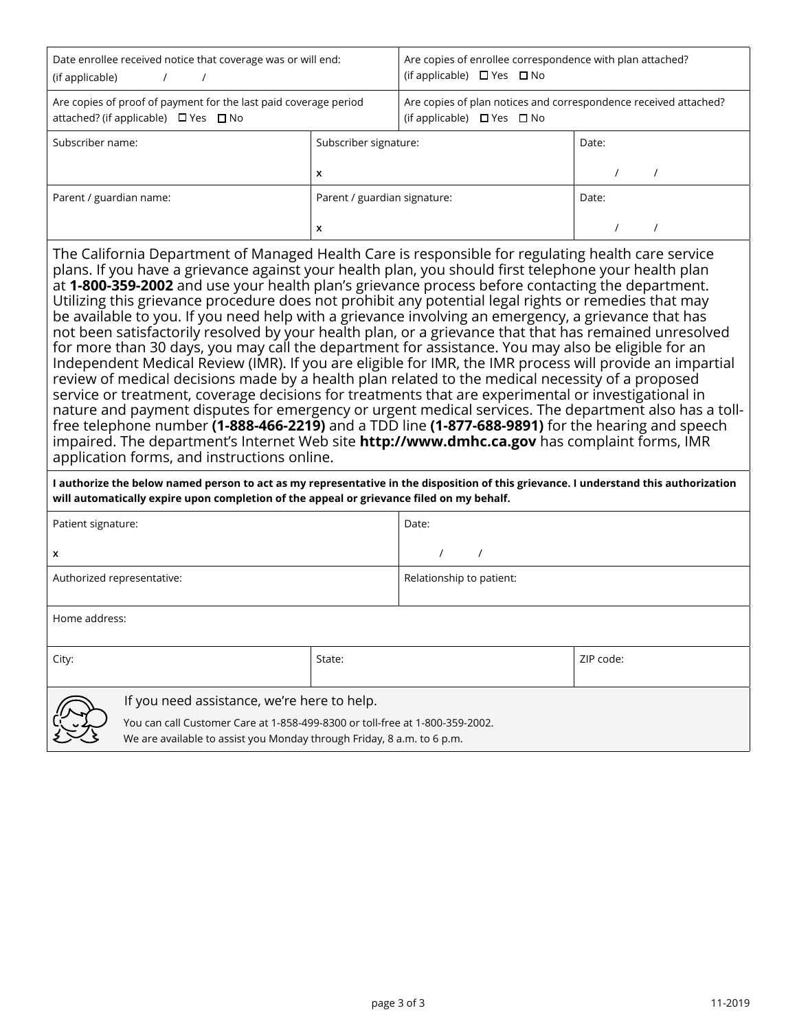| | |
|---|---|
| Date enrollee received notice that coverage was or will end: (if applicable) / / | Are copies of enrollee correspondence with plan attached? (if applicable) ☐ Yes ☐ No |
| Are copies of proof of payment for the last paid coverage period attached? (if applicable) ☐ Yes ☐ No | Are copies of plan notices and correspondence received attached? (if applicable) ☐ Yes ☐ No |

| | | |
|---|---|---|
| Subscriber name: | Subscriber signature: x | Date: / / |
| Parent / guardian name: | Parent / guardian signature: x | Date: / / |

The California Department of Managed Health Care is responsible for regulating health care service plans. If you have a grievance against your health plan, you should first telephone your health plan at **1-800-359-2002** and use your health plan's grievance process before contacting the department. Utilizing this grievance procedure does not prohibit any potential legal rights or remedies that may be available to you. If you need help with a grievance involving an emergency, a grievance that has not been satisfactorily resolved by your health plan, or a grievance that that has remained unresolved for more than 30 days, you may call the department for assistance. You may also be eligible for an Independent Medical Review (IMR). If you are eligible for IMR, the IMR process will provide an impartial review of medical decisions made by a health plan related to the medical necessity of a proposed service or treatment, coverage decisions for treatments that are experimental or investigational in nature and payment disputes for emergency or urgent medical services. The department also has a toll-free telephone number **(1-888-466-2219)** and a TDD line **(1-877-688-9891)** for the hearing and speech impaired. The department's Internet Web site **http://www.dmhc.ca.gov** has complaint forms, IMR application forms, and instructions online.

**I authorize the below named person to act as my representative in the disposition of this grievance. I understand this authorization will automatically expire upon completion of the appeal or grievance filed on my behalf.**

| | |
|---|---|
| Patient signature: x | Date: / / |
| Authorized representative: | Relationship to patient: |

| | | |
|---|---|---|
| Home address: | | |
| City: | State: | ZIP code: |

If you need assistance, we're here to help.

You can call Customer Care at 1-858-499-8300 or toll-free at 1-800-359-2002.
We are available to assist you Monday through Friday, 8 a.m. to 6 p.m.

11-2019